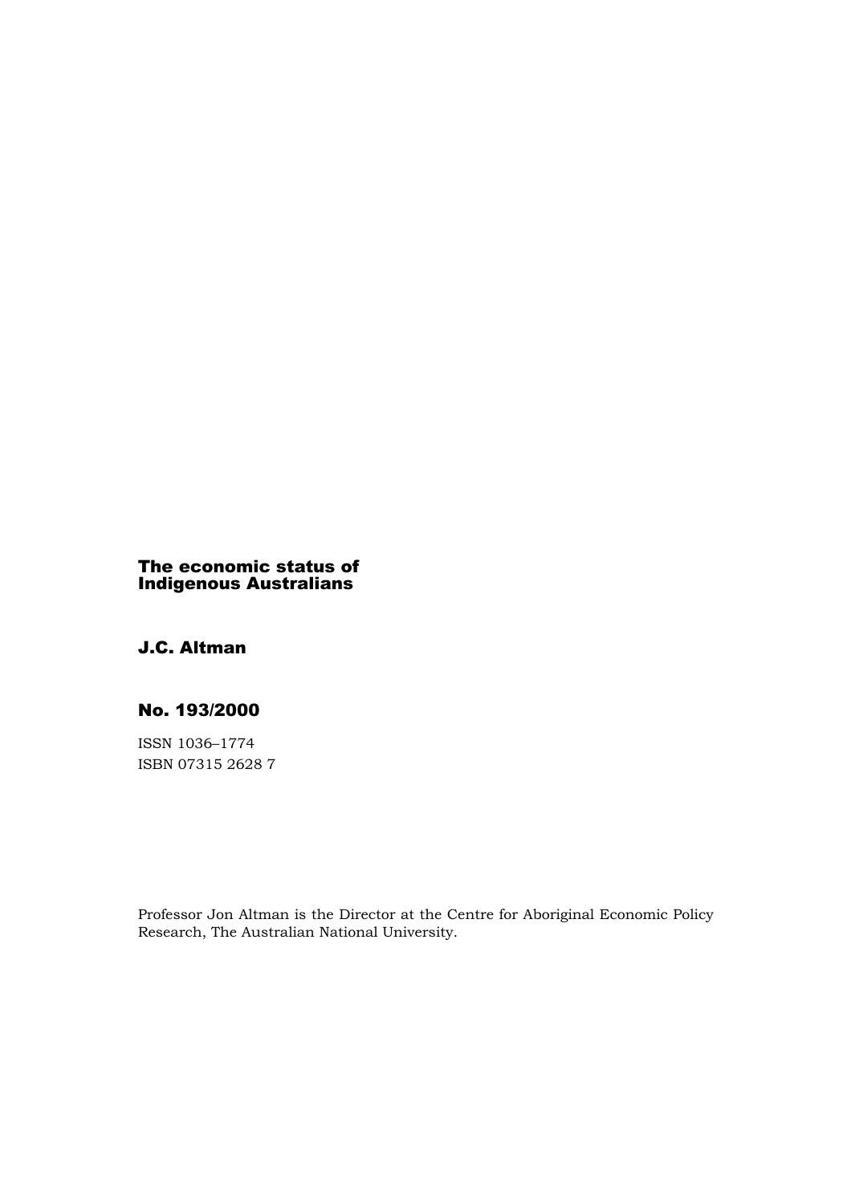# The economic status of Indigenous Australians

## J.C. Altman

## No. 193/2000

ISSN 1036–1774
ISBN 07315 2628 7

Professor Jon Altman is the Director at the Centre for Aboriginal Economic Policy Research, The Australian National University.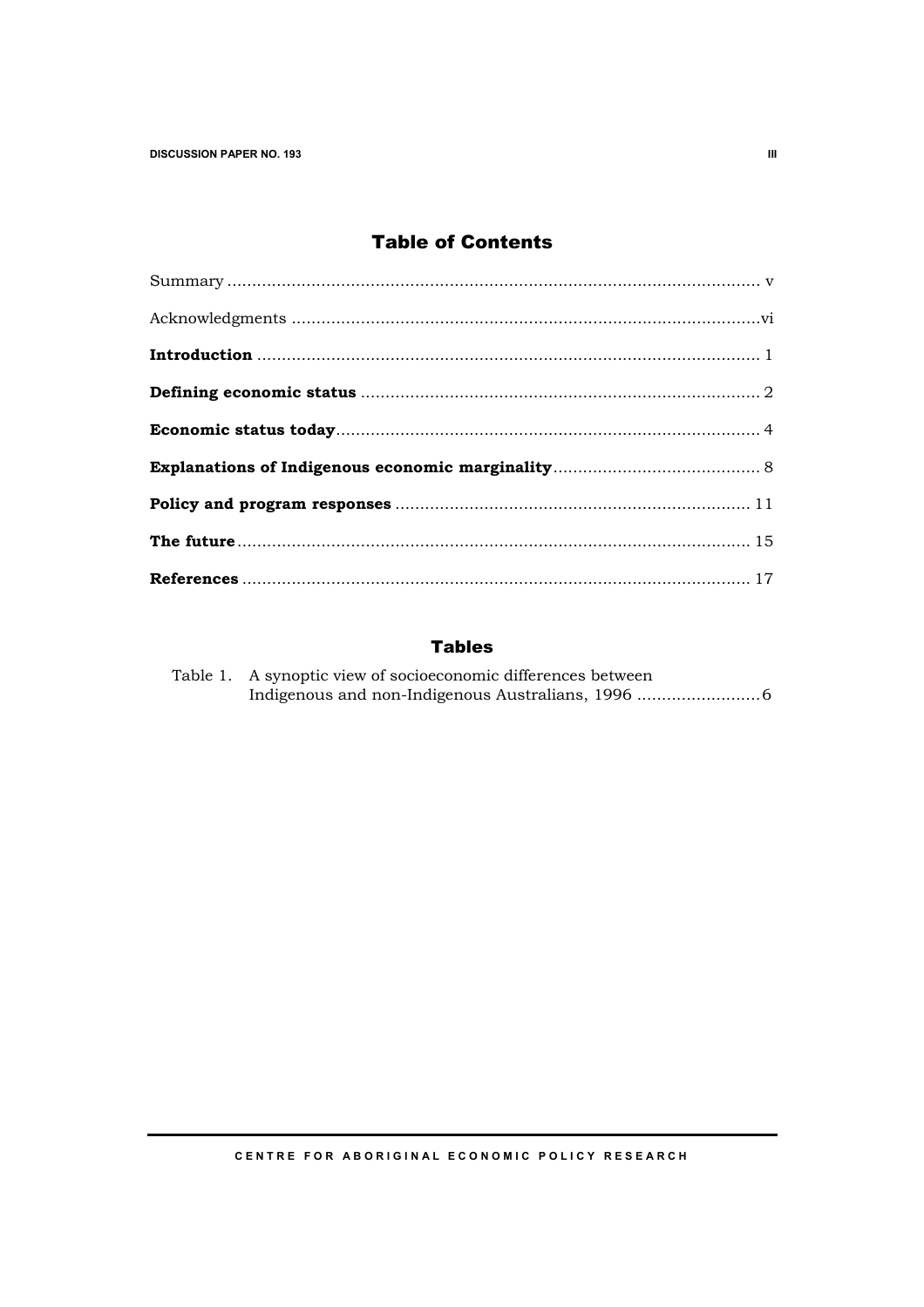# Table of Contents

Summary ............................................................................................................ v

Acknowledgments ...............................................................................................vi

**Introduction** ..................................................................................................... 1

**Defining economic status** ................................................................................ 2

**Economic status today**..................................................................................... 4

**Explanations of Indigenous economic marginality**.......................................... 8

**Policy and program responses** ....................................................................... 11

**The future**....................................................................................................... 15

**References** ...................................................................................................... 17

## Tables

Table 1. A synoptic view of socioeconomic differences between Indigenous and non-Indigenous Australians, 1996 .........................6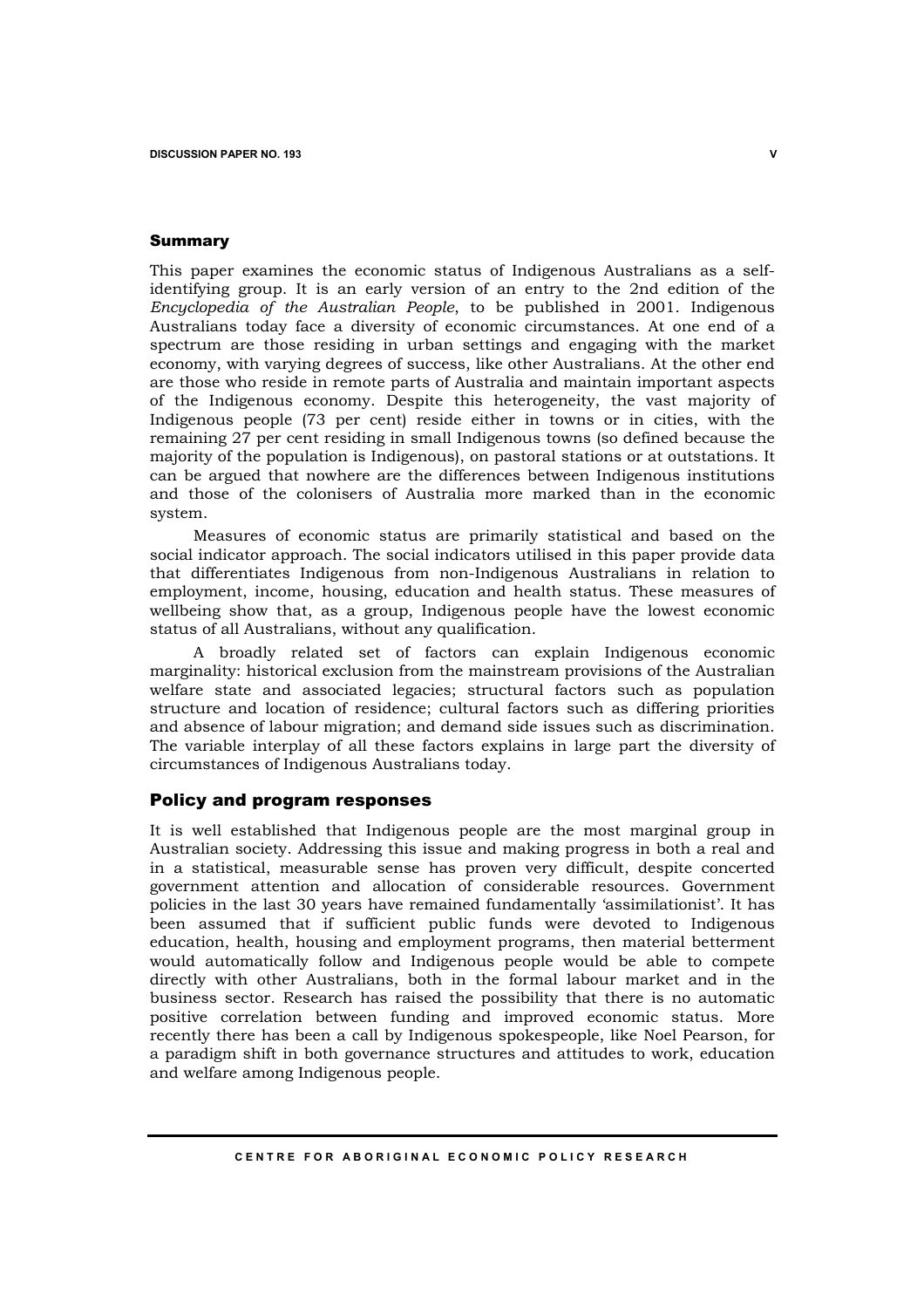## Summary

This paper examines the economic status of Indigenous Australians as a self-identifying group. It is an early version of an entry to the 2nd edition of the *Encyclopedia of the Australian People*, to be published in 2001. Indigenous Australians today face a diversity of economic circumstances. At one end of a spectrum are those residing in urban settings and engaging with the market economy, with varying degrees of success, like other Australians. At the other end are those who reside in remote parts of Australia and maintain important aspects of the Indigenous economy. Despite this heterogeneity, the vast majority of Indigenous people (73 per cent) reside either in towns or in cities, with the remaining 27 per cent residing in small Indigenous towns (so defined because the majority of the population is Indigenous), on pastoral stations or at outstations. It can be argued that nowhere are the differences between Indigenous institutions and those of the colonisers of Australia more marked than in the economic system.

Measures of economic status are primarily statistical and based on the social indicator approach. The social indicators utilised in this paper provide data that differentiates Indigenous from non-Indigenous Australians in relation to employment, income, housing, education and health status. These measures of wellbeing show that, as a group, Indigenous people have the lowest economic status of all Australians, without any qualification.

A broadly related set of factors can explain Indigenous economic marginality: historical exclusion from the mainstream provisions of the Australian welfare state and associated legacies; structural factors such as population structure and location of residence; cultural factors such as differing priorities and absence of labour migration; and demand side issues such as discrimination. The variable interplay of all these factors explains in large part the diversity of circumstances of Indigenous Australians today.

## Policy and program responses

It is well established that Indigenous people are the most marginal group in Australian society. Addressing this issue and making progress in both a real and in a statistical, measurable sense has proven very difficult, despite concerted government attention and allocation of considerable resources. Government policies in the last 30 years have remained fundamentally 'assimilationist'. It has been assumed that if sufficient public funds were devoted to Indigenous education, health, housing and employment programs, then material betterment would automatically follow and Indigenous people would be able to compete directly with other Australians, both in the formal labour market and in the business sector. Research has raised the possibility that there is no automatic positive correlation between funding and improved economic status. More recently there has been a call by Indigenous spokespeople, like Noel Pearson, for a paradigm shift in both governance structures and attitudes to work, education and welfare among Indigenous people.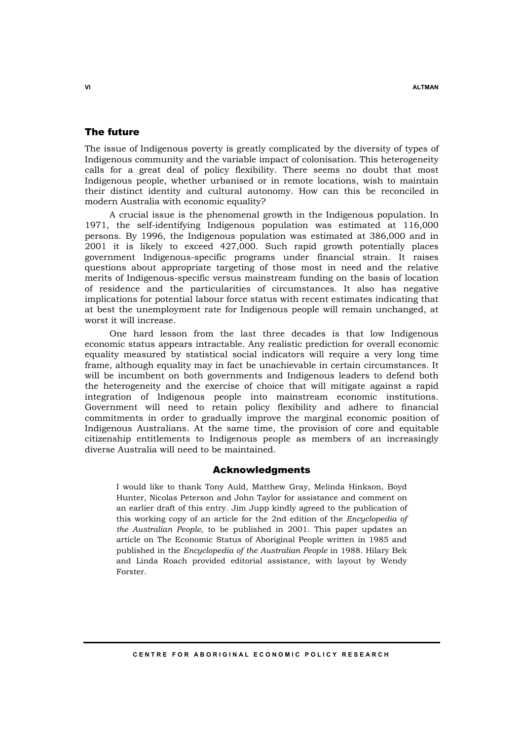## The future

The issue of Indigenous poverty is greatly complicated by the diversity of types of Indigenous community and the variable impact of colonisation. This heterogeneity calls for a great deal of policy flexibility. There seems no doubt that most Indigenous people, whether urbanised or in remote locations, wish to maintain their distinct identity and cultural autonomy. How can this be reconciled in modern Australia with economic equality?

A crucial issue is the phenomenal growth in the Indigenous population. In 1971, the self-identifying Indigenous population was estimated at 116,000 persons. By 1996, the Indigenous population was estimated at 386,000 and in 2001 it is likely to exceed 427,000. Such rapid growth potentially places government Indigenous-specific programs under financial strain. It raises questions about appropriate targeting of those most in need and the relative merits of Indigenous-specific versus mainstream funding on the basis of location of residence and the particularities of circumstances. It also has negative implications for potential labour force status with recent estimates indicating that at best the unemployment rate for Indigenous people will remain unchanged, at worst it will increase.

One hard lesson from the last three decades is that low Indigenous economic status appears intractable. Any realistic prediction for overall economic equality measured by statistical social indicators will require a very long time frame, although equality may in fact be unachievable in certain circumstances. It will be incumbent on both governments and Indigenous leaders to defend both the heterogeneity and the exercise of choice that will mitigate against a rapid integration of Indigenous people into mainstream economic institutions. Government will need to retain policy flexibility and adhere to financial commitments in order to gradually improve the marginal economic position of Indigenous Australians. At the same time, the provision of core and equitable citizenship entitlements to Indigenous people as members of an increasingly diverse Australia will need to be maintained.

## Acknowledgments

I would like to thank Tony Auld, Matthew Gray, Melinda Hinkson, Boyd Hunter, Nicolas Peterson and John Taylor for assistance and comment on an earlier draft of this entry. Jim Jupp kindly agreed to the publication of this working copy of an article for the 2nd edition of the *Encyclopedia of the Australian People*, to be published in 2001. This paper updates an article on The Economic Status of Aboriginal People written in 1985 and published in the *Encyclopedia of the Australian People* in 1988. Hilary Bek and Linda Roach provided editorial assistance, with layout by Wendy Forster.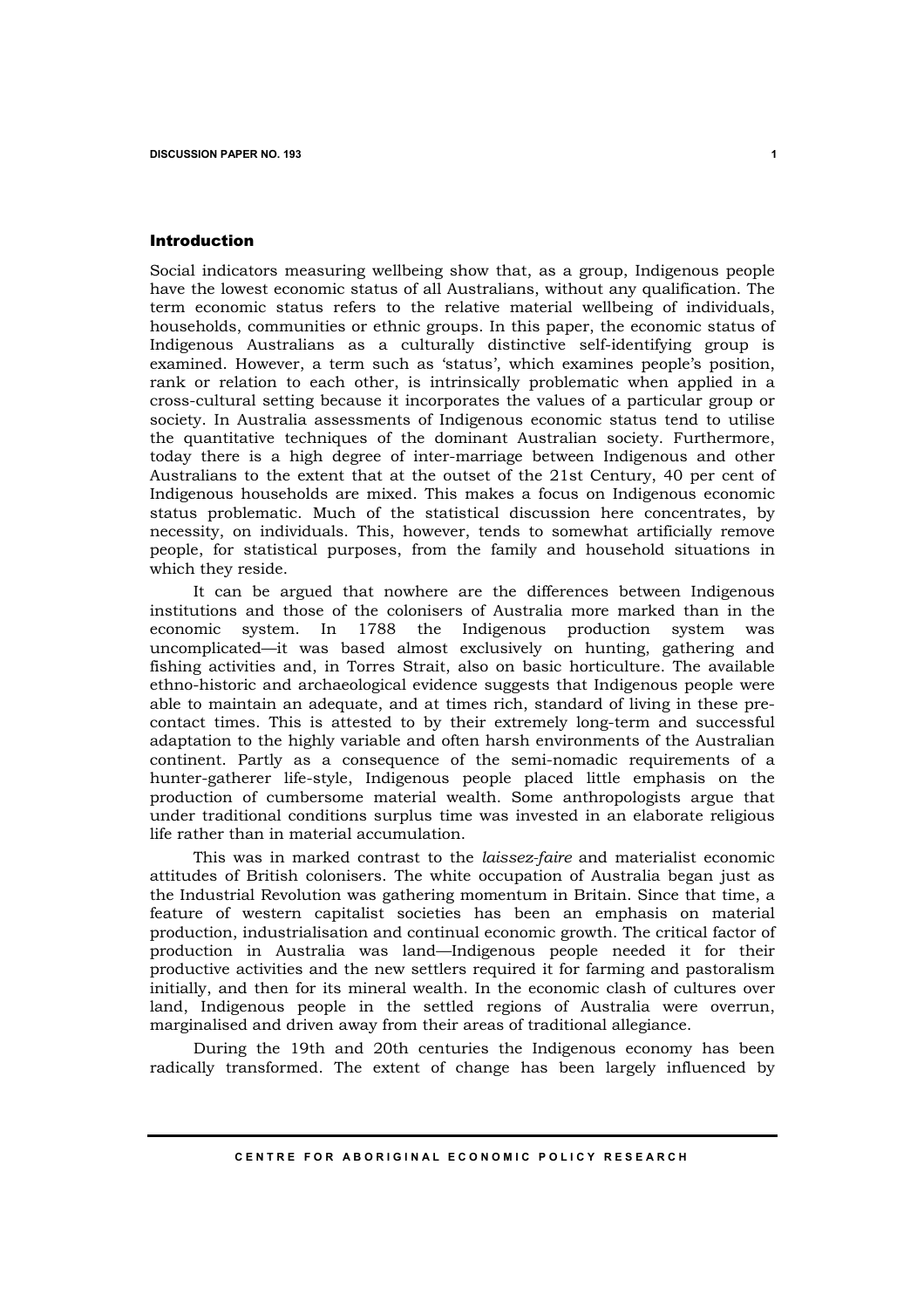## Introduction

Social indicators measuring wellbeing show that, as a group, Indigenous people have the lowest economic status of all Australians, without any qualification. The term economic status refers to the relative material wellbeing of individuals, households, communities or ethnic groups. In this paper, the economic status of Indigenous Australians as a culturally distinctive self-identifying group is examined. However, a term such as 'status', which examines people's position, rank or relation to each other, is intrinsically problematic when applied in a cross-cultural setting because it incorporates the values of a particular group or society. In Australia assessments of Indigenous economic status tend to utilise the quantitative techniques of the dominant Australian society. Furthermore, today there is a high degree of inter-marriage between Indigenous and other Australians to the extent that at the outset of the 21st Century, 40 per cent of Indigenous households are mixed. This makes a focus on Indigenous economic status problematic. Much of the statistical discussion here concentrates, by necessity, on individuals. This, however, tends to somewhat artificially remove people, for statistical purposes, from the family and household situations in which they reside.

It can be argued that nowhere are the differences between Indigenous institutions and those of the colonisers of Australia more marked than in the economic system. In 1788 the Indigenous production system was uncomplicated—it was based almost exclusively on hunting, gathering and fishing activities and, in Torres Strait, also on basic horticulture. The available ethno-historic and archaeological evidence suggests that Indigenous people were able to maintain an adequate, and at times rich, standard of living in these pre-contact times. This is attested to by their extremely long-term and successful adaptation to the highly variable and often harsh environments of the Australian continent. Partly as a consequence of the semi-nomadic requirements of a hunter-gatherer life-style, Indigenous people placed little emphasis on the production of cumbersome material wealth. Some anthropologists argue that under traditional conditions surplus time was invested in an elaborate religious life rather than in material accumulation.

This was in marked contrast to the *laissez-faire* and materialist economic attitudes of British colonisers. The white occupation of Australia began just as the Industrial Revolution was gathering momentum in Britain. Since that time, a feature of western capitalist societies has been an emphasis on material production, industrialisation and continual economic growth. The critical factor of production in Australia was land—Indigenous people needed it for their productive activities and the new settlers required it for farming and pastoralism initially, and then for its mineral wealth. In the economic clash of cultures over land, Indigenous people in the settled regions of Australia were overrun, marginalised and driven away from their areas of traditional allegiance.

During the 19th and 20th centuries the Indigenous economy has been radically transformed. The extent of change has been largely influenced by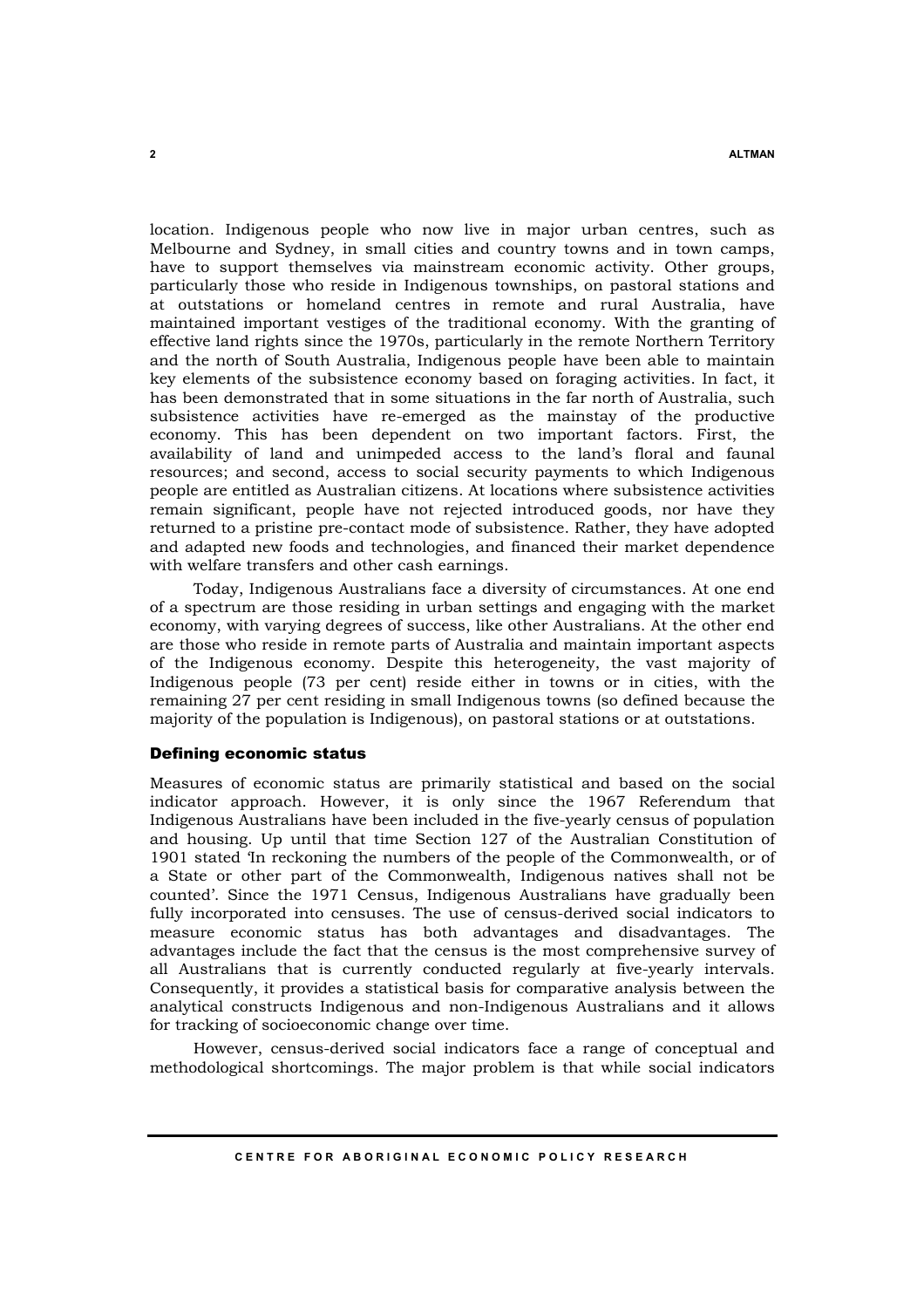location. Indigenous people who now live in major urban centres, such as Melbourne and Sydney, in small cities and country towns and in town camps, have to support themselves via mainstream economic activity. Other groups, particularly those who reside in Indigenous townships, on pastoral stations and at outstations or homeland centres in remote and rural Australia, have maintained important vestiges of the traditional economy. With the granting of effective land rights since the 1970s, particularly in the remote Northern Territory and the north of South Australia, Indigenous people have been able to maintain key elements of the subsistence economy based on foraging activities. In fact, it has been demonstrated that in some situations in the far north of Australia, such subsistence activities have re-emerged as the mainstay of the productive economy. This has been dependent on two important factors. First, the availability of land and unimpeded access to the land's floral and faunal resources; and second, access to social security payments to which Indigenous people are entitled as Australian citizens. At locations where subsistence activities remain significant, people have not rejected introduced goods, nor have they returned to a pristine pre-contact mode of subsistence. Rather, they have adopted and adapted new foods and technologies, and financed their market dependence with welfare transfers and other cash earnings.

Today, Indigenous Australians face a diversity of circumstances. At one end of a spectrum are those residing in urban settings and engaging with the market economy, with varying degrees of success, like other Australians. At the other end are those who reside in remote parts of Australia and maintain important aspects of the Indigenous economy. Despite this heterogeneity, the vast majority of Indigenous people (73 per cent) reside either in towns or in cities, with the remaining 27 per cent residing in small Indigenous towns (so defined because the majority of the population is Indigenous), on pastoral stations or at outstations.

## Defining economic status

Measures of economic status are primarily statistical and based on the social indicator approach. However, it is only since the 1967 Referendum that Indigenous Australians have been included in the five-yearly census of population and housing. Up until that time Section 127 of the Australian Constitution of 1901 stated 'In reckoning the numbers of the people of the Commonwealth, or of a State or other part of the Commonwealth, Indigenous natives shall not be counted'. Since the 1971 Census, Indigenous Australians have gradually been fully incorporated into censuses. The use of census-derived social indicators to measure economic status has both advantages and disadvantages. The advantages include the fact that the census is the most comprehensive survey of all Australians that is currently conducted regularly at five-yearly intervals. Consequently, it provides a statistical basis for comparative analysis between the analytical constructs Indigenous and non-Indigenous Australians and it allows for tracking of socioeconomic change over time.

However, census-derived social indicators face a range of conceptual and methodological shortcomings. The major problem is that while social indicators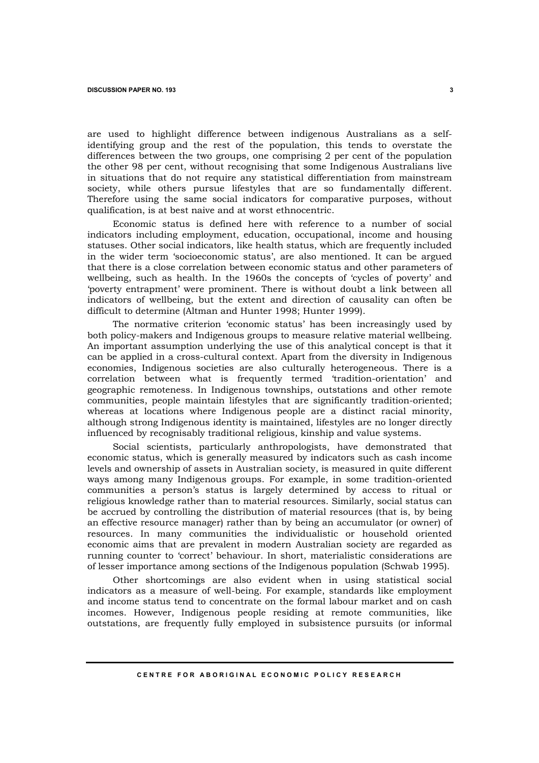are used to highlight difference between indigenous Australians as a self-identifying group and the rest of the population, this tends to overstate the differences between the two groups, one comprising 2 per cent of the population the other 98 per cent, without recognising that some Indigenous Australians live in situations that do not require any statistical differentiation from mainstream society, while others pursue lifestyles that are so fundamentally different. Therefore using the same social indicators for comparative purposes, without qualification, is at best naive and at worst ethnocentric.

Economic status is defined here with reference to a number of social indicators including employment, education, occupational, income and housing statuses. Other social indicators, like health status, which are frequently included in the wider term 'socioeconomic status', are also mentioned. It can be argued that there is a close correlation between economic status and other parameters of wellbeing, such as health. In the 1960s the concepts of 'cycles of poverty' and 'poverty entrapment' were prominent. There is without doubt a link between all indicators of wellbeing, but the extent and direction of causality can often be difficult to determine (Altman and Hunter 1998; Hunter 1999).

The normative criterion 'economic status' has been increasingly used by both policy-makers and Indigenous groups to measure relative material wellbeing. An important assumption underlying the use of this analytical concept is that it can be applied in a cross-cultural context. Apart from the diversity in Indigenous economies, Indigenous societies are also culturally heterogeneous. There is a correlation between what is frequently termed 'tradition-orientation' and geographic remoteness. In Indigenous townships, outstations and other remote communities, people maintain lifestyles that are significantly tradition-oriented; whereas at locations where Indigenous people are a distinct racial minority, although strong Indigenous identity is maintained, lifestyles are no longer directly influenced by recognisably traditional religious, kinship and value systems.

Social scientists, particularly anthropologists, have demonstrated that economic status, which is generally measured by indicators such as cash income levels and ownership of assets in Australian society, is measured in quite different ways among many Indigenous groups. For example, in some tradition-oriented communities a person's status is largely determined by access to ritual or religious knowledge rather than to material resources. Similarly, social status can be accrued by controlling the distribution of material resources (that is, by being an effective resource manager) rather than by being an accumulator (or owner) of resources. In many communities the individualistic or household oriented economic aims that are prevalent in modern Australian society are regarded as running counter to 'correct' behaviour. In short, materialistic considerations are of lesser importance among sections of the Indigenous population (Schwab 1995).

Other shortcomings are also evident when in using statistical social indicators as a measure of well-being. For example, standards like employment and income status tend to concentrate on the formal labour market and on cash incomes. However, Indigenous people residing at remote communities, like outstations, are frequently fully employed in subsistence pursuits (or informal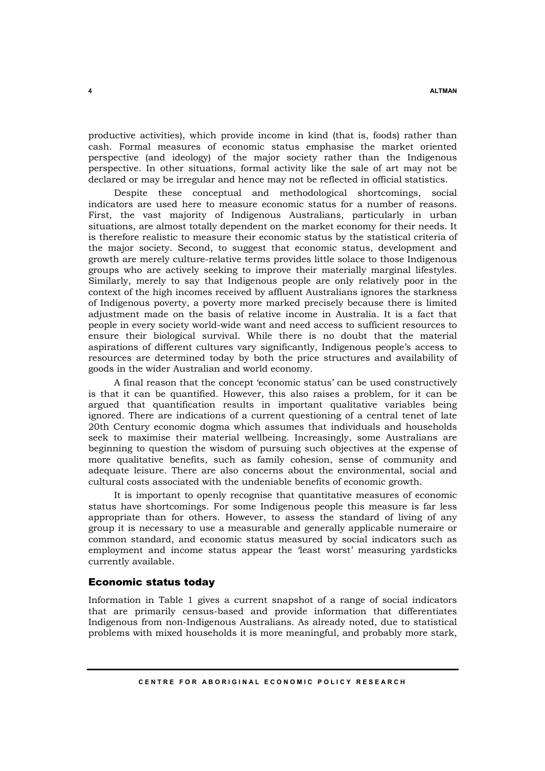productive activities), which provide income in kind (that is, foods) rather than cash. Formal measures of economic status emphasise the market oriented perspective (and ideology) of the major society rather than the Indigenous perspective. In other situations, formal activity like the sale of art may not be declared or may be irregular and hence may not be reflected in official statistics.

Despite these conceptual and methodological shortcomings, social indicators are used here to measure economic status for a number of reasons. First, the vast majority of Indigenous Australians, particularly in urban situations, are almost totally dependent on the market economy for their needs. It is therefore realistic to measure their economic status by the statistical criteria of the major society. Second, to suggest that economic status, development and growth are merely culture-relative terms provides little solace to those Indigenous groups who are actively seeking to improve their materially marginal lifestyles. Similarly, merely to say that Indigenous people are only relatively poor in the context of the high incomes received by affluent Australians ignores the starkness of Indigenous poverty, a poverty more marked precisely because there is limited adjustment made on the basis of relative income in Australia. It is a fact that people in every society world-wide want and need access to sufficient resources to ensure their biological survival. While there is no doubt that the material aspirations of different cultures vary significantly, Indigenous people's access to resources are determined today by both the price structures and availability of goods in the wider Australian and world economy.

A final reason that the concept 'economic status' can be used constructively is that it can be quantified. However, this also raises a problem, for it can be argued that quantification results in important qualitative variables being ignored. There are indications of a current questioning of a central tenet of late 20th Century economic dogma which assumes that individuals and households seek to maximise their material wellbeing. Increasingly, some Australians are beginning to question the wisdom of pursuing such objectives at the expense of more qualitative benefits, such as family cohesion, sense of community and adequate leisure. There are also concerns about the environmental, social and cultural costs associated with the undeniable benefits of economic growth.

It is important to openly recognise that quantitative measures of economic status have shortcomings. For some Indigenous people this measure is far less appropriate than for others. However, to assess the standard of living of any group it is necessary to use a measurable and generally applicable numeraire or common standard, and economic status measured by social indicators such as employment and income status appear the 'least worst' measuring yardsticks currently available.

## Economic status today

Information in Table 1 gives a current snapshot of a range of social indicators that are primarily census-based and provide information that differentiates Indigenous from non-Indigenous Australians. As already noted, due to statistical problems with mixed households it is more meaningful, and probably more stark,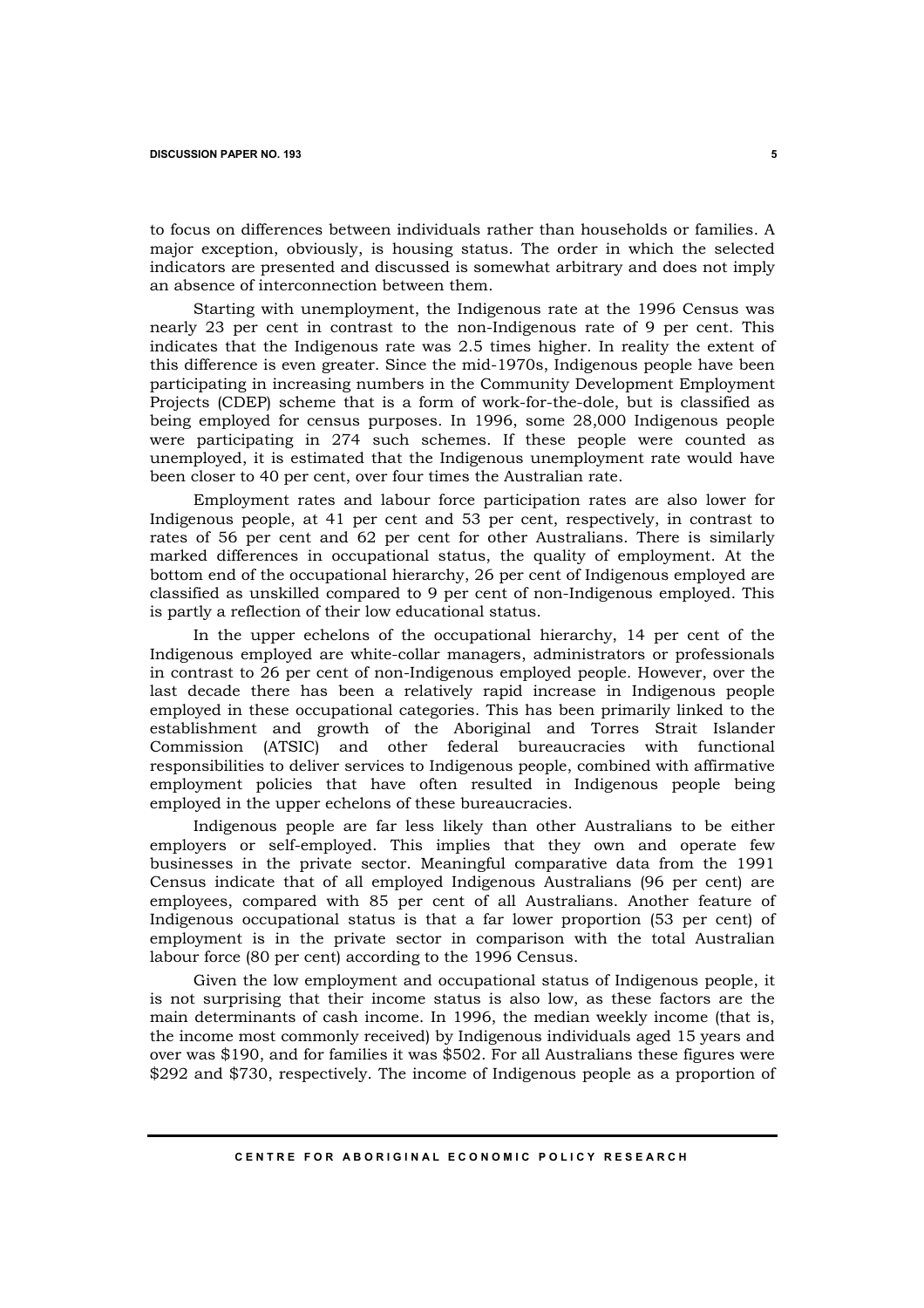to focus on differences between individuals rather than households or families. A major exception, obviously, is housing status. The order in which the selected indicators are presented and discussed is somewhat arbitrary and does not imply an absence of interconnection between them.

Starting with unemployment, the Indigenous rate at the 1996 Census was nearly 23 per cent in contrast to the non-Indigenous rate of 9 per cent. This indicates that the Indigenous rate was 2.5 times higher. In reality the extent of this difference is even greater. Since the mid-1970s, Indigenous people have been participating in increasing numbers in the Community Development Employment Projects (CDEP) scheme that is a form of work-for-the-dole, but is classified as being employed for census purposes. In 1996, some 28,000 Indigenous people were participating in 274 such schemes. If these people were counted as unemployed, it is estimated that the Indigenous unemployment rate would have been closer to 40 per cent, over four times the Australian rate.

Employment rates and labour force participation rates are also lower for Indigenous people, at 41 per cent and 53 per cent, respectively, in contrast to rates of 56 per cent and 62 per cent for other Australians. There is similarly marked differences in occupational status, the quality of employment. At the bottom end of the occupational hierarchy, 26 per cent of Indigenous employed are classified as unskilled compared to 9 per cent of non-Indigenous employed. This is partly a reflection of their low educational status.

In the upper echelons of the occupational hierarchy, 14 per cent of the Indigenous employed are white-collar managers, administrators or professionals in contrast to 26 per cent of non-Indigenous employed people. However, over the last decade there has been a relatively rapid increase in Indigenous people employed in these occupational categories. This has been primarily linked to the establishment and growth of the Aboriginal and Torres Strait Islander Commission (ATSIC) and other federal bureaucracies with functional responsibilities to deliver services to Indigenous people, combined with affirmative employment policies that have often resulted in Indigenous people being employed in the upper echelons of these bureaucracies.

Indigenous people are far less likely than other Australians to be either employers or self-employed. This implies that they own and operate few businesses in the private sector. Meaningful comparative data from the 1991 Census indicate that of all employed Indigenous Australians (96 per cent) are employees, compared with 85 per cent of all Australians. Another feature of Indigenous occupational status is that a far lower proportion (53 per cent) of employment is in the private sector in comparison with the total Australian labour force (80 per cent) according to the 1996 Census.

Given the low employment and occupational status of Indigenous people, it is not surprising that their income status is also low, as these factors are the main determinants of cash income. In 1996, the median weekly income (that is, the income most commonly received) by Indigenous individuals aged 15 years and over was $190, and for families it was $502. For all Australians these figures were $292 and $730, respectively. The income of Indigenous people as a proportion of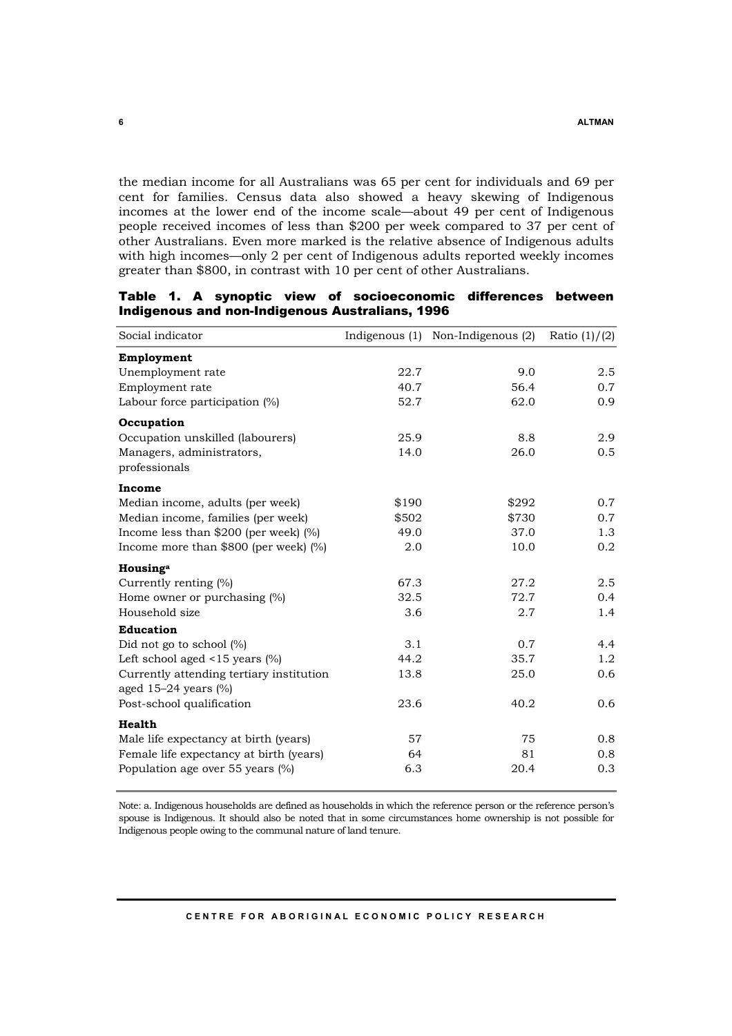the median income for all Australians was 65 per cent for individuals and 69 per cent for families. Census data also showed a heavy skewing of Indigenous incomes at the lower end of the income scale—about 49 per cent of Indigenous people received incomes of less than $200 per week compared to 37 per cent of other Australians. Even more marked is the relative absence of Indigenous adults with high incomes—only 2 per cent of Indigenous adults reported weekly incomes greater than $800, in contrast with 10 per cent of other Australians.

**Table 1. A synoptic view of socioeconomic differences between Indigenous and non-Indigenous Australians, 1996**

| Social indicator | Indigenous (1) | Non-Indigenous (2) | Ratio (1)/(2) |
|---|---|---|---|
| **Employment** | | | |
| Unemployment rate | 22.7 | 9.0 | 2.5 |
| Employment rate | 40.7 | 56.4 | 0.7 |
| Labour force participation (%) | 52.7 | 62.0 | 0.9 |
| **Occupation** | | | |
| Occupation unskilled (labourers) | 25.9 | 8.8 | 2.9 |
| Managers, administrators, professionals | 14.0 | 26.0 | 0.5 |
| **Income** | | | |
| Median income, adults (per week) | $190 | $292 | 0.7 |
| Median income, families (per week) | $502 | $730 | 0.7 |
| Income less than $200 (per week) (%) | 49.0 | 37.0 | 1.3 |
| Income more than $800 (per week) (%) | 2.0 | 10.0 | 0.2 |
| **Housing**[a] | | | |
| Currently renting (%) | 67.3 | 27.2 | 2.5 |
| Home owner or purchasing (%) | 32.5 | 72.7 | 0.4 |
| Household size | 3.6 | 2.7 | 1.4 |
| **Education** | | | |
| Did not go to school (%) | 3.1 | 0.7 | 4.4 |
| Left school aged <15 years (%) | 44.2 | 35.7 | 1.2 |
| Currently attending tertiary institution aged 15–24 years (%) | 13.8 | 25.0 | 0.6 |
| Post-school qualification | 23.6 | 40.2 | 0.6 |
| **Health** | | | |
| Male life expectancy at birth (years) | 57 | 75 | 0.8 |
| Female life expectancy at birth (years) | 64 | 81 | 0.8 |
| Population age over 55 years (%) | 6.3 | 20.4 | 0.3 |

Note: a. Indigenous households are defined as households in which the reference person or the reference person's spouse is Indigenous. It should also be noted that in some circumstances home ownership is not possible for Indigenous people owing to the communal nature of land tenure.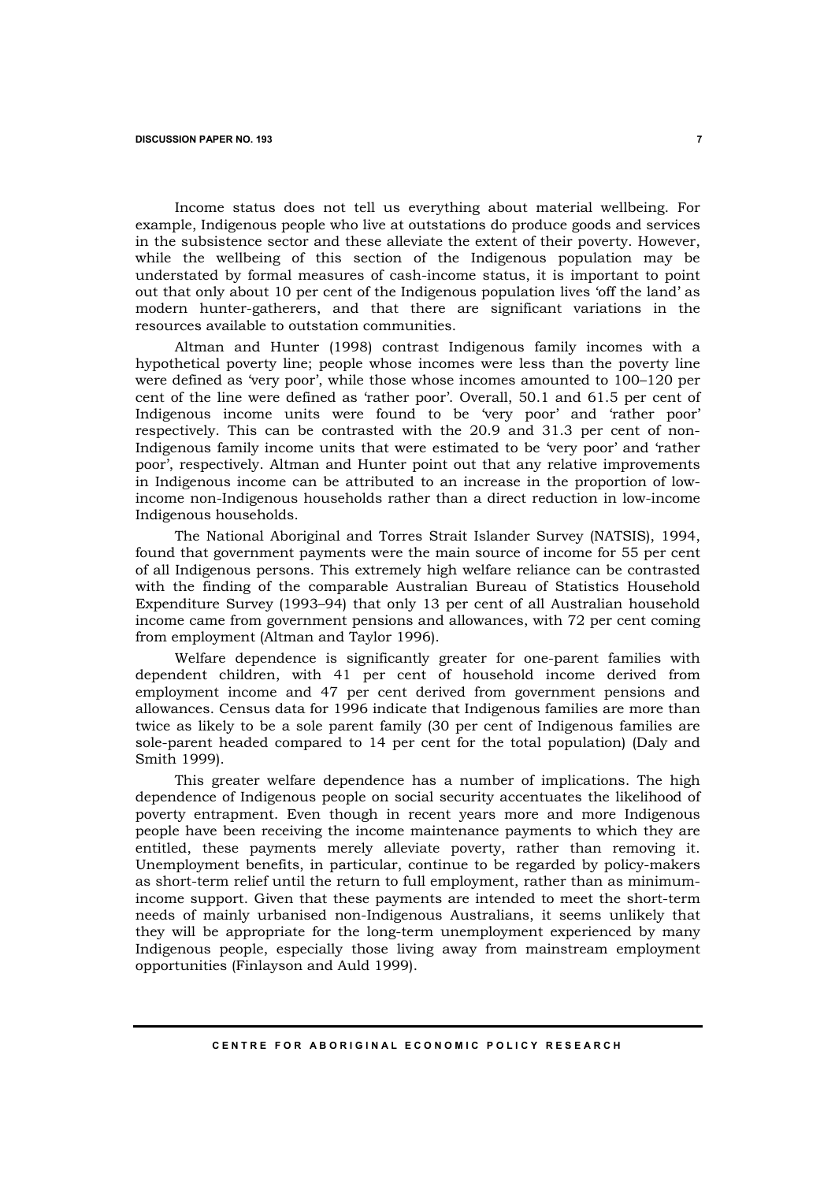Income status does not tell us everything about material wellbeing. For example, Indigenous people who live at outstations do produce goods and services in the subsistence sector and these alleviate the extent of their poverty. However, while the wellbeing of this section of the Indigenous population may be understated by formal measures of cash-income status, it is important to point out that only about 10 per cent of the Indigenous population lives 'off the land' as modern hunter-gatherers, and that there are significant variations in the resources available to outstation communities.

Altman and Hunter (1998) contrast Indigenous family incomes with a hypothetical poverty line; people whose incomes were less than the poverty line were defined as 'very poor', while those whose incomes amounted to 100–120 per cent of the line were defined as 'rather poor'. Overall, 50.1 and 61.5 per cent of Indigenous income units were found to be 'very poor' and 'rather poor' respectively. This can be contrasted with the 20.9 and 31.3 per cent of non-Indigenous family income units that were estimated to be 'very poor' and 'rather poor', respectively. Altman and Hunter point out that any relative improvements in Indigenous income can be attributed to an increase in the proportion of low-income non-Indigenous households rather than a direct reduction in low-income Indigenous households.

The National Aboriginal and Torres Strait Islander Survey (NATSIS), 1994, found that government payments were the main source of income for 55 per cent of all Indigenous persons. This extremely high welfare reliance can be contrasted with the finding of the comparable Australian Bureau of Statistics Household Expenditure Survey (1993–94) that only 13 per cent of all Australian household income came from government pensions and allowances, with 72 per cent coming from employment (Altman and Taylor 1996).

Welfare dependence is significantly greater for one-parent families with dependent children, with 41 per cent of household income derived from employment income and 47 per cent derived from government pensions and allowances. Census data for 1996 indicate that Indigenous families are more than twice as likely to be a sole parent family (30 per cent of Indigenous families are sole-parent headed compared to 14 per cent for the total population) (Daly and Smith 1999).

This greater welfare dependence has a number of implications. The high dependence of Indigenous people on social security accentuates the likelihood of poverty entrapment. Even though in recent years more and more Indigenous people have been receiving the income maintenance payments to which they are entitled, these payments merely alleviate poverty, rather than removing it. Unemployment benefits, in particular, continue to be regarded by policy-makers as short-term relief until the return to full employment, rather than as minimum-income support. Given that these payments are intended to meet the short-term needs of mainly urbanised non-Indigenous Australians, it seems unlikely that they will be appropriate for the long-term unemployment experienced by many Indigenous people, especially those living away from mainstream employment opportunities (Finlayson and Auld 1999).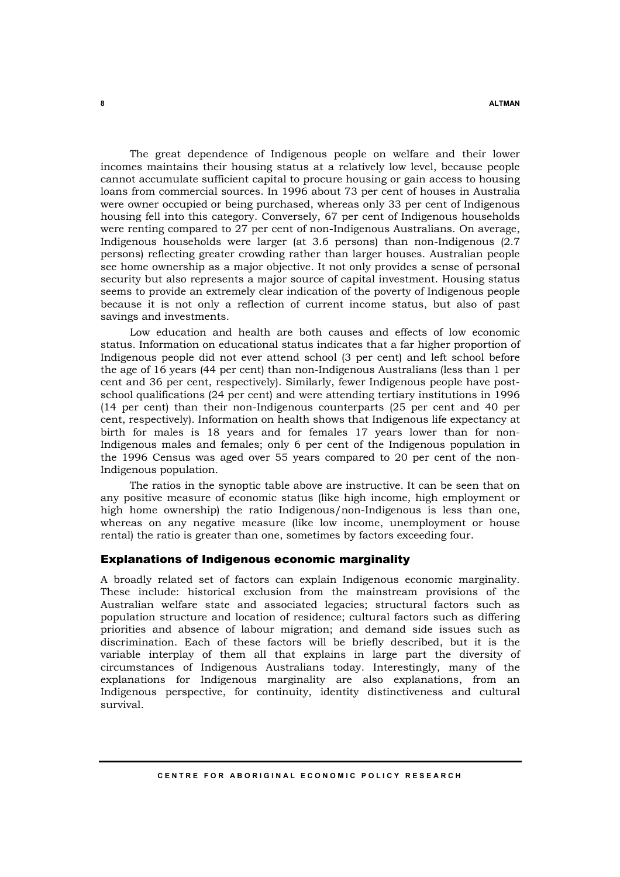The great dependence of Indigenous people on welfare and their lower incomes maintains their housing status at a relatively low level, because people cannot accumulate sufficient capital to procure housing or gain access to housing loans from commercial sources. In 1996 about 73 per cent of houses in Australia were owner occupied or being purchased, whereas only 33 per cent of Indigenous housing fell into this category. Conversely, 67 per cent of Indigenous households were renting compared to 27 per cent of non-Indigenous Australians. On average, Indigenous households were larger (at 3.6 persons) than non-Indigenous (2.7 persons) reflecting greater crowding rather than larger houses. Australian people see home ownership as a major objective. It not only provides a sense of personal security but also represents a major source of capital investment. Housing status seems to provide an extremely clear indication of the poverty of Indigenous people because it is not only a reflection of current income status, but also of past savings and investments.

Low education and health are both causes and effects of low economic status. Information on educational status indicates that a far higher proportion of Indigenous people did not ever attend school (3 per cent) and left school before the age of 16 years (44 per cent) than non-Indigenous Australians (less than 1 per cent and 36 per cent, respectively). Similarly, fewer Indigenous people have post-school qualifications (24 per cent) and were attending tertiary institutions in 1996 (14 per cent) than their non-Indigenous counterparts (25 per cent and 40 per cent, respectively). Information on health shows that Indigenous life expectancy at birth for males is 18 years and for females 17 years lower than for non-Indigenous males and females; only 6 per cent of the Indigenous population in the 1996 Census was aged over 55 years compared to 20 per cent of the non-Indigenous population.

The ratios in the synoptic table above are instructive. It can be seen that on any positive measure of economic status (like high income, high employment or high home ownership) the ratio Indigenous/non-Indigenous is less than one, whereas on any negative measure (like low income, unemployment or house rental) the ratio is greater than one, sometimes by factors exceeding four.

## Explanations of Indigenous economic marginality

A broadly related set of factors can explain Indigenous economic marginality. These include: historical exclusion from the mainstream provisions of the Australian welfare state and associated legacies; structural factors such as population structure and location of residence; cultural factors such as differing priorities and absence of labour migration; and demand side issues such as discrimination. Each of these factors will be briefly described, but it is the variable interplay of them all that explains in large part the diversity of circumstances of Indigenous Australians today. Interestingly, many of the explanations for Indigenous marginality are also explanations, from an Indigenous perspective, for continuity, identity distinctiveness and cultural survival.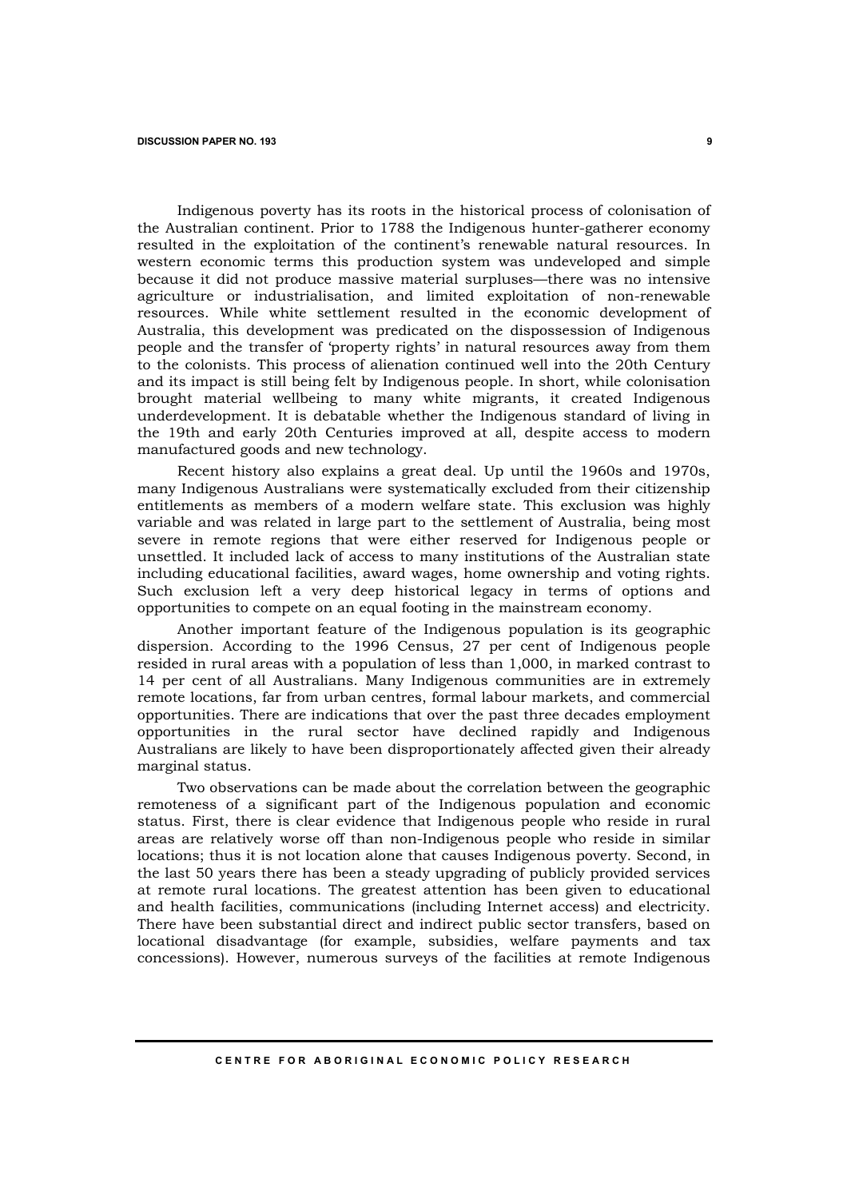Indigenous poverty has its roots in the historical process of colonisation of the Australian continent. Prior to 1788 the Indigenous hunter-gatherer economy resulted in the exploitation of the continent's renewable natural resources. In western economic terms this production system was undeveloped and simple because it did not produce massive material surpluses—there was no intensive agriculture or industrialisation, and limited exploitation of non-renewable resources. While white settlement resulted in the economic development of Australia, this development was predicated on the dispossession of Indigenous people and the transfer of 'property rights' in natural resources away from them to the colonists. This process of alienation continued well into the 20th Century and its impact is still being felt by Indigenous people. In short, while colonisation brought material wellbeing to many white migrants, it created Indigenous underdevelopment. It is debatable whether the Indigenous standard of living in the 19th and early 20th Centuries improved at all, despite access to modern manufactured goods and new technology.

Recent history also explains a great deal. Up until the 1960s and 1970s, many Indigenous Australians were systematically excluded from their citizenship entitlements as members of a modern welfare state. This exclusion was highly variable and was related in large part to the settlement of Australia, being most severe in remote regions that were either reserved for Indigenous people or unsettled. It included lack of access to many institutions of the Australian state including educational facilities, award wages, home ownership and voting rights. Such exclusion left a very deep historical legacy in terms of options and opportunities to compete on an equal footing in the mainstream economy.

Another important feature of the Indigenous population is its geographic dispersion. According to the 1996 Census, 27 per cent of Indigenous people resided in rural areas with a population of less than 1,000, in marked contrast to 14 per cent of all Australians. Many Indigenous communities are in extremely remote locations, far from urban centres, formal labour markets, and commercial opportunities. There are indications that over the past three decades employment opportunities in the rural sector have declined rapidly and Indigenous Australians are likely to have been disproportionately affected given their already marginal status.

Two observations can be made about the correlation between the geographic remoteness of a significant part of the Indigenous population and economic status. First, there is clear evidence that Indigenous people who reside in rural areas are relatively worse off than non-Indigenous people who reside in similar locations; thus it is not location alone that causes Indigenous poverty. Second, in the last 50 years there has been a steady upgrading of publicly provided services at remote rural locations. The greatest attention has been given to educational and health facilities, communications (including Internet access) and electricity. There have been substantial direct and indirect public sector transfers, based on locational disadvantage (for example, subsidies, welfare payments and tax concessions). However, numerous surveys of the facilities at remote Indigenous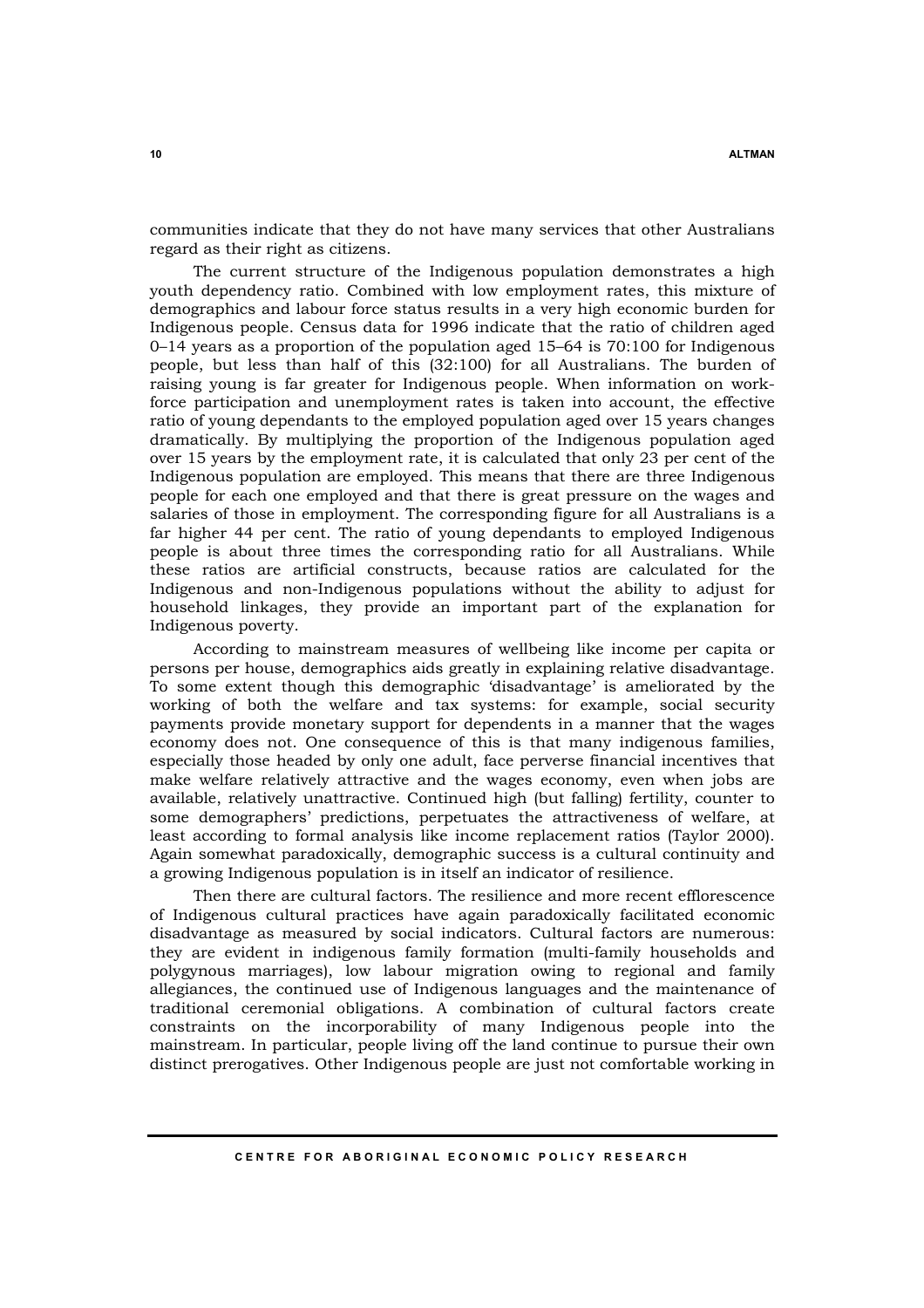communities indicate that they do not have many services that other Australians regard as their right as citizens.

The current structure of the Indigenous population demonstrates a high youth dependency ratio. Combined with low employment rates, this mixture of demographics and labour force status results in a very high economic burden for Indigenous people. Census data for 1996 indicate that the ratio of children aged 0–14 years as a proportion of the population aged 15–64 is 70:100 for Indigenous people, but less than half of this (32:100) for all Australians. The burden of raising young is far greater for Indigenous people. When information on work-force participation and unemployment rates is taken into account, the effective ratio of young dependants to the employed population aged over 15 years changes dramatically. By multiplying the proportion of the Indigenous population aged over 15 years by the employment rate, it is calculated that only 23 per cent of the Indigenous population are employed. This means that there are three Indigenous people for each one employed and that there is great pressure on the wages and salaries of those in employment. The corresponding figure for all Australians is a far higher 44 per cent. The ratio of young dependants to employed Indigenous people is about three times the corresponding ratio for all Australians. While these ratios are artificial constructs, because ratios are calculated for the Indigenous and non-Indigenous populations without the ability to adjust for household linkages, they provide an important part of the explanation for Indigenous poverty.

According to mainstream measures of wellbeing like income per capita or persons per house, demographics aids greatly in explaining relative disadvantage. To some extent though this demographic 'disadvantage' is ameliorated by the working of both the welfare and tax systems: for example, social security payments provide monetary support for dependents in a manner that the wages economy does not. One consequence of this is that many indigenous families, especially those headed by only one adult, face perverse financial incentives that make welfare relatively attractive and the wages economy, even when jobs are available, relatively unattractive. Continued high (but falling) fertility, counter to some demographers' predictions, perpetuates the attractiveness of welfare, at least according to formal analysis like income replacement ratios (Taylor 2000). Again somewhat paradoxically, demographic success is a cultural continuity and a growing Indigenous population is in itself an indicator of resilience.

Then there are cultural factors. The resilience and more recent efflorescence of Indigenous cultural practices have again paradoxically facilitated economic disadvantage as measured by social indicators. Cultural factors are numerous: they are evident in indigenous family formation (multi-family households and polygynous marriages), low labour migration owing to regional and family allegiances, the continued use of Indigenous languages and the maintenance of traditional ceremonial obligations. A combination of cultural factors create constraints on the incorporability of many Indigenous people into the mainstream. In particular, people living off the land continue to pursue their own distinct prerogatives. Other Indigenous people are just not comfortable working in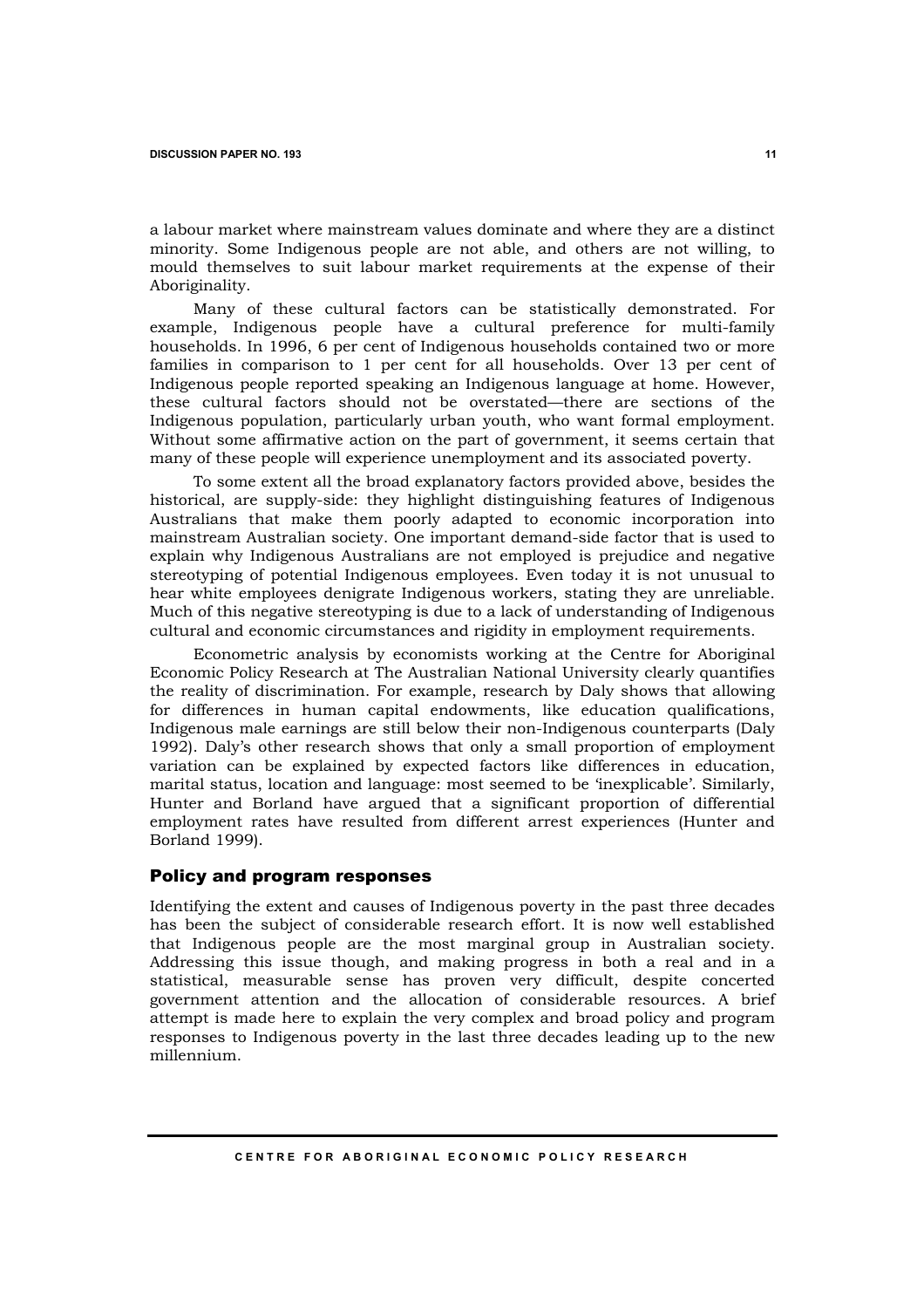a labour market where mainstream values dominate and where they are a distinct minority. Some Indigenous people are not able, and others are not willing, to mould themselves to suit labour market requirements at the expense of their Aboriginality.

Many of these cultural factors can be statistically demonstrated. For example, Indigenous people have a cultural preference for multi-family households. In 1996, 6 per cent of Indigenous households contained two or more families in comparison to 1 per cent for all households. Over 13 per cent of Indigenous people reported speaking an Indigenous language at home. However, these cultural factors should not be overstated—there are sections of the Indigenous population, particularly urban youth, who want formal employment. Without some affirmative action on the part of government, it seems certain that many of these people will experience unemployment and its associated poverty.

To some extent all the broad explanatory factors provided above, besides the historical, are supply-side: they highlight distinguishing features of Indigenous Australians that make them poorly adapted to economic incorporation into mainstream Australian society. One important demand-side factor that is used to explain why Indigenous Australians are not employed is prejudice and negative stereotyping of potential Indigenous employees. Even today it is not unusual to hear white employees denigrate Indigenous workers, stating they are unreliable. Much of this negative stereotyping is due to a lack of understanding of Indigenous cultural and economic circumstances and rigidity in employment requirements.

Econometric analysis by economists working at the Centre for Aboriginal Economic Policy Research at The Australian National University clearly quantifies the reality of discrimination. For example, research by Daly shows that allowing for differences in human capital endowments, like education qualifications, Indigenous male earnings are still below their non-Indigenous counterparts (Daly 1992). Daly's other research shows that only a small proportion of employment variation can be explained by expected factors like differences in education, marital status, location and language: most seemed to be 'inexplicable'. Similarly, Hunter and Borland have argued that a significant proportion of differential employment rates have resulted from different arrest experiences (Hunter and Borland 1999).

## Policy and program responses

Identifying the extent and causes of Indigenous poverty in the past three decades has been the subject of considerable research effort. It is now well established that Indigenous people are the most marginal group in Australian society. Addressing this issue though, and making progress in both a real and in a statistical, measurable sense has proven very difficult, despite concerted government attention and the allocation of considerable resources. A brief attempt is made here to explain the very complex and broad policy and program responses to Indigenous poverty in the last three decades leading up to the new millennium.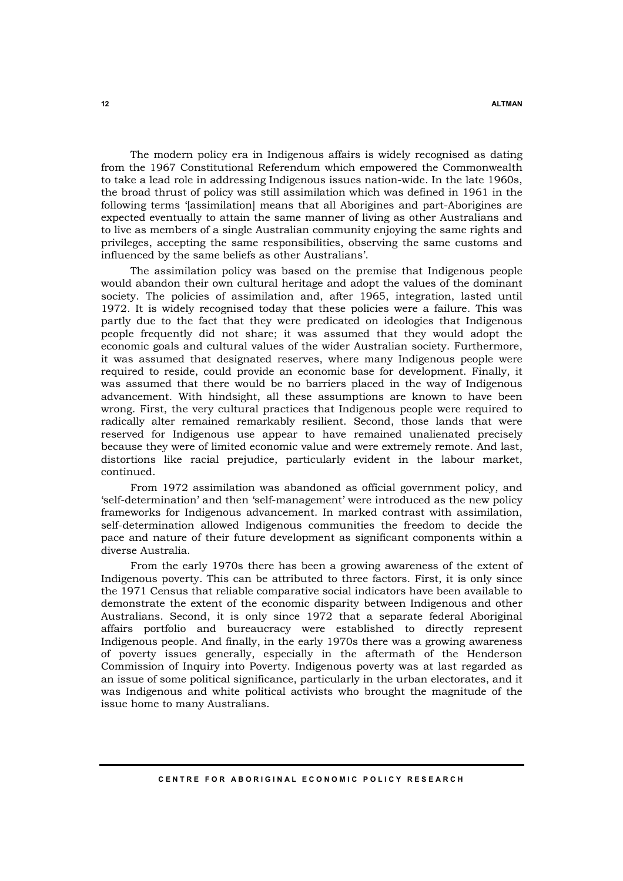The modern policy era in Indigenous affairs is widely recognised as dating from the 1967 Constitutional Referendum which empowered the Commonwealth to take a lead role in addressing Indigenous issues nation-wide. In the late 1960s, the broad thrust of policy was still assimilation which was defined in 1961 in the following terms '[assimilation] means that all Aborigines and part-Aborigines are expected eventually to attain the same manner of living as other Australians and to live as members of a single Australian community enjoying the same rights and privileges, accepting the same responsibilities, observing the same customs and influenced by the same beliefs as other Australians'.

The assimilation policy was based on the premise that Indigenous people would abandon their own cultural heritage and adopt the values of the dominant society. The policies of assimilation and, after 1965, integration, lasted until 1972. It is widely recognised today that these policies were a failure. This was partly due to the fact that they were predicated on ideologies that Indigenous people frequently did not share; it was assumed that they would adopt the economic goals and cultural values of the wider Australian society. Furthermore, it was assumed that designated reserves, where many Indigenous people were required to reside, could provide an economic base for development. Finally, it was assumed that there would be no barriers placed in the way of Indigenous advancement. With hindsight, all these assumptions are known to have been wrong. First, the very cultural practices that Indigenous people were required to radically alter remained remarkably resilient. Second, those lands that were reserved for Indigenous use appear to have remained unalienated precisely because they were of limited economic value and were extremely remote. And last, distortions like racial prejudice, particularly evident in the labour market, continued.

From 1972 assimilation was abandoned as official government policy, and 'self-determination' and then 'self-management' were introduced as the new policy frameworks for Indigenous advancement. In marked contrast with assimilation, self-determination allowed Indigenous communities the freedom to decide the pace and nature of their future development as significant components within a diverse Australia.

From the early 1970s there has been a growing awareness of the extent of Indigenous poverty. This can be attributed to three factors. First, it is only since the 1971 Census that reliable comparative social indicators have been available to demonstrate the extent of the economic disparity between Indigenous and other Australians. Second, it is only since 1972 that a separate federal Aboriginal affairs portfolio and bureaucracy were established to directly represent Indigenous people. And finally, in the early 1970s there was a growing awareness of poverty issues generally, especially in the aftermath of the Henderson Commission of Inquiry into Poverty. Indigenous poverty was at last regarded as an issue of some political significance, particularly in the urban electorates, and it was Indigenous and white political activists who brought the magnitude of the issue home to many Australians.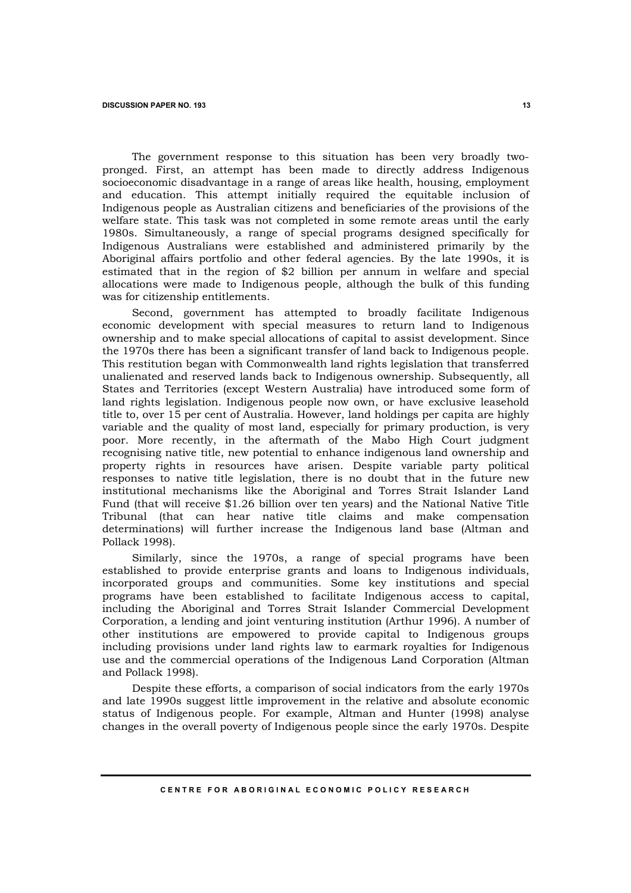The government response to this situation has been very broadly two-pronged. First, an attempt has been made to directly address Indigenous socioeconomic disadvantage in a range of areas like health, housing, employment and education. This attempt initially required the equitable inclusion of Indigenous people as Australian citizens and beneficiaries of the provisions of the welfare state. This task was not completed in some remote areas until the early 1980s. Simultaneously, a range of special programs designed specifically for Indigenous Australians were established and administered primarily by the Aboriginal affairs portfolio and other federal agencies. By the late 1990s, it is estimated that in the region of $2 billion per annum in welfare and special allocations were made to Indigenous people, although the bulk of this funding was for citizenship entitlements.

Second, government has attempted to broadly facilitate Indigenous economic development with special measures to return land to Indigenous ownership and to make special allocations of capital to assist development. Since the 1970s there has been a significant transfer of land back to Indigenous people. This restitution began with Commonwealth land rights legislation that transferred unalienated and reserved lands back to Indigenous ownership. Subsequently, all States and Territories (except Western Australia) have introduced some form of land rights legislation. Indigenous people now own, or have exclusive leasehold title to, over 15 per cent of Australia. However, land holdings per capita are highly variable and the quality of most land, especially for primary production, is very poor. More recently, in the aftermath of the Mabo High Court judgment recognising native title, new potential to enhance indigenous land ownership and property rights in resources have arisen. Despite variable party political responses to native title legislation, there is no doubt that in the future new institutional mechanisms like the Aboriginal and Torres Strait Islander Land Fund (that will receive $1.26 billion over ten years) and the National Native Title Tribunal (that can hear native title claims and make compensation determinations) will further increase the Indigenous land base (Altman and Pollack 1998).

Similarly, since the 1970s, a range of special programs have been established to provide enterprise grants and loans to Indigenous individuals, incorporated groups and communities. Some key institutions and special programs have been established to facilitate Indigenous access to capital, including the Aboriginal and Torres Strait Islander Commercial Development Corporation, a lending and joint venturing institution (Arthur 1996). A number of other institutions are empowered to provide capital to Indigenous groups including provisions under land rights law to earmark royalties for Indigenous use and the commercial operations of the Indigenous Land Corporation (Altman and Pollack 1998).

Despite these efforts, a comparison of social indicators from the early 1970s and late 1990s suggest little improvement in the relative and absolute economic status of Indigenous people. For example, Altman and Hunter (1998) analyse changes in the overall poverty of Indigenous people since the early 1970s. Despite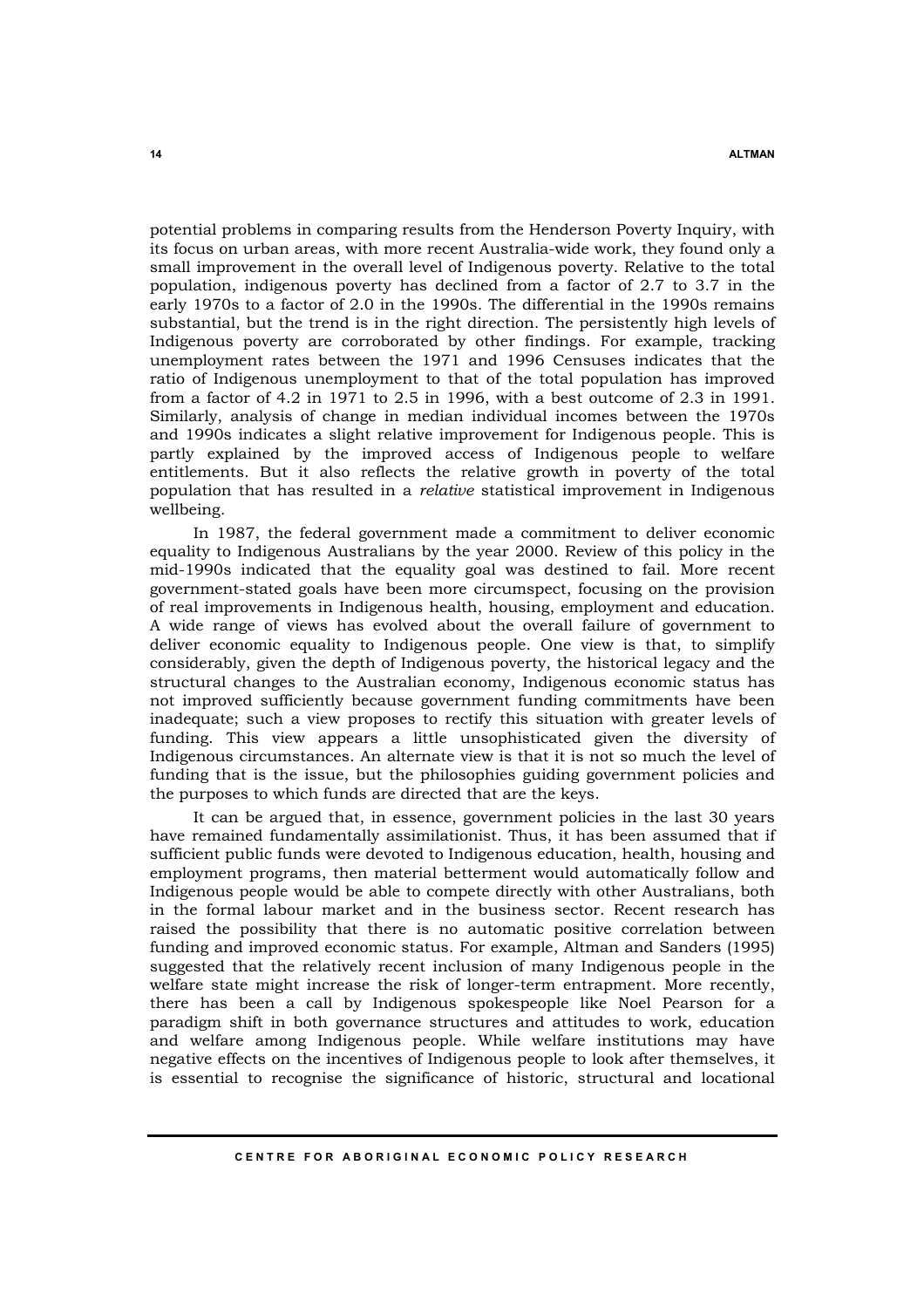potential problems in comparing results from the Henderson Poverty Inquiry, with its focus on urban areas, with more recent Australia-wide work, they found only a small improvement in the overall level of Indigenous poverty. Relative to the total population, indigenous poverty has declined from a factor of 2.7 to 3.7 in the early 1970s to a factor of 2.0 in the 1990s. The differential in the 1990s remains substantial, but the trend is in the right direction. The persistently high levels of Indigenous poverty are corroborated by other findings. For example, tracking unemployment rates between the 1971 and 1996 Censuses indicates that the ratio of Indigenous unemployment to that of the total population has improved from a factor of 4.2 in 1971 to 2.5 in 1996, with a best outcome of 2.3 in 1991. Similarly, analysis of change in median individual incomes between the 1970s and 1990s indicates a slight relative improvement for Indigenous people. This is partly explained by the improved access of Indigenous people to welfare entitlements. But it also reflects the relative growth in poverty of the total population that has resulted in a *relative* statistical improvement in Indigenous wellbeing.

In 1987, the federal government made a commitment to deliver economic equality to Indigenous Australians by the year 2000. Review of this policy in the mid-1990s indicated that the equality goal was destined to fail. More recent government-stated goals have been more circumspect, focusing on the provision of real improvements in Indigenous health, housing, employment and education. A wide range of views has evolved about the overall failure of government to deliver economic equality to Indigenous people. One view is that, to simplify considerably, given the depth of Indigenous poverty, the historical legacy and the structural changes to the Australian economy, Indigenous economic status has not improved sufficiently because government funding commitments have been inadequate; such a view proposes to rectify this situation with greater levels of funding. This view appears a little unsophisticated given the diversity of Indigenous circumstances. An alternate view is that it is not so much the level of funding that is the issue, but the philosophies guiding government policies and the purposes to which funds are directed that are the keys.

It can be argued that, in essence, government policies in the last 30 years have remained fundamentally assimilationist. Thus, it has been assumed that if sufficient public funds were devoted to Indigenous education, health, housing and employment programs, then material betterment would automatically follow and Indigenous people would be able to compete directly with other Australians, both in the formal labour market and in the business sector. Recent research has raised the possibility that there is no automatic positive correlation between funding and improved economic status. For example, Altman and Sanders (1995) suggested that the relatively recent inclusion of many Indigenous people in the welfare state might increase the risk of longer-term entrapment. More recently, there has been a call by Indigenous spokespeople like Noel Pearson for a paradigm shift in both governance structures and attitudes to work, education and welfare among Indigenous people. While welfare institutions may have negative effects on the incentives of Indigenous people to look after themselves, it is essential to recognise the significance of historic, structural and locational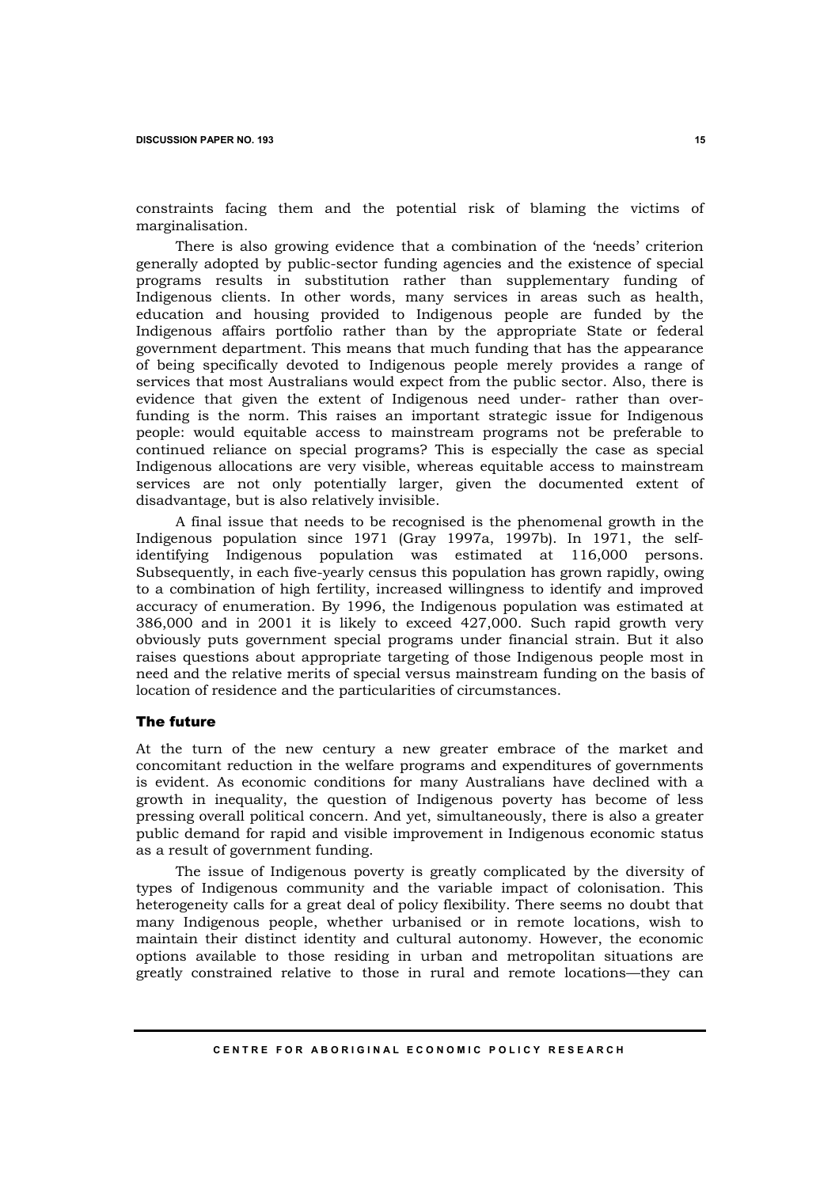constraints facing them and the potential risk of blaming the victims of marginalisation.

There is also growing evidence that a combination of the 'needs' criterion generally adopted by public-sector funding agencies and the existence of special programs results in substitution rather than supplementary funding of Indigenous clients. In other words, many services in areas such as health, education and housing provided to Indigenous people are funded by the Indigenous affairs portfolio rather than by the appropriate State or federal government department. This means that much funding that has the appearance of being specifically devoted to Indigenous people merely provides a range of services that most Australians would expect from the public sector. Also, there is evidence that given the extent of Indigenous need under- rather than over-funding is the norm. This raises an important strategic issue for Indigenous people: would equitable access to mainstream programs not be preferable to continued reliance on special programs? This is especially the case as special Indigenous allocations are very visible, whereas equitable access to mainstream services are not only potentially larger, given the documented extent of disadvantage, but is also relatively invisible.

A final issue that needs to be recognised is the phenomenal growth in the Indigenous population since 1971 (Gray 1997a, 1997b). In 1971, the self-identifying Indigenous population was estimated at 116,000 persons. Subsequently, in each five-yearly census this population has grown rapidly, owing to a combination of high fertility, increased willingness to identify and improved accuracy of enumeration. By 1996, the Indigenous population was estimated at 386,000 and in 2001 it is likely to exceed 427,000. Such rapid growth very obviously puts government special programs under financial strain. But it also raises questions about appropriate targeting of those Indigenous people most in need and the relative merits of special versus mainstream funding on the basis of location of residence and the particularities of circumstances.

## The future

At the turn of the new century a new greater embrace of the market and concomitant reduction in the welfare programs and expenditures of governments is evident. As economic conditions for many Australians have declined with a growth in inequality, the question of Indigenous poverty has become of less pressing overall political concern. And yet, simultaneously, there is also a greater public demand for rapid and visible improvement in Indigenous economic status as a result of government funding.

The issue of Indigenous poverty is greatly complicated by the diversity of types of Indigenous community and the variable impact of colonisation. This heterogeneity calls for a great deal of policy flexibility. There seems no doubt that many Indigenous people, whether urbanised or in remote locations, wish to maintain their distinct identity and cultural autonomy. However, the economic options available to those residing in urban and metropolitan situations are greatly constrained relative to those in rural and remote locations—they can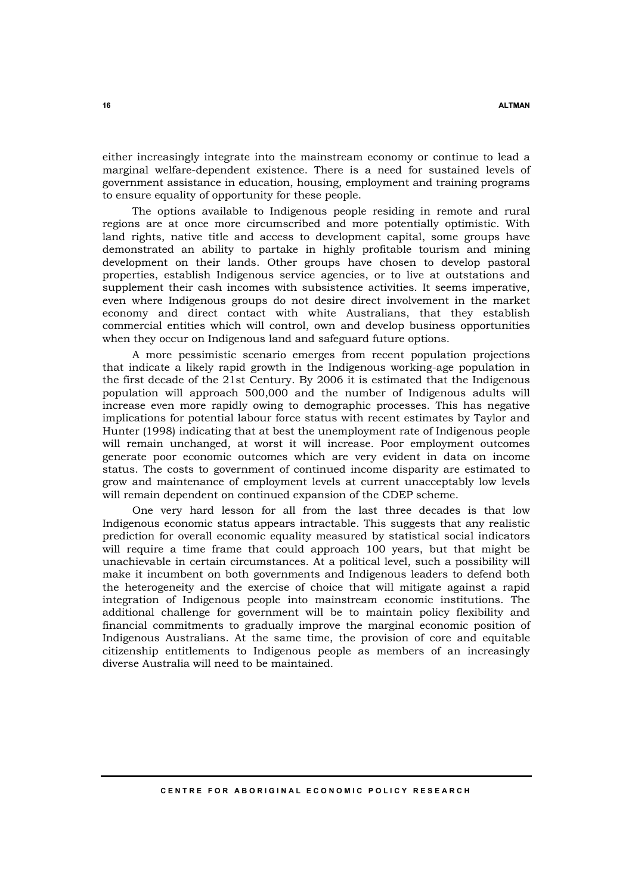either increasingly integrate into the mainstream economy or continue to lead a marginal welfare-dependent existence. There is a need for sustained levels of government assistance in education, housing, employment and training programs to ensure equality of opportunity for these people.

The options available to Indigenous people residing in remote and rural regions are at once more circumscribed and more potentially optimistic. With land rights, native title and access to development capital, some groups have demonstrated an ability to partake in highly profitable tourism and mining development on their lands. Other groups have chosen to develop pastoral properties, establish Indigenous service agencies, or to live at outstations and supplement their cash incomes with subsistence activities. It seems imperative, even where Indigenous groups do not desire direct involvement in the market economy and direct contact with white Australians, that they establish commercial entities which will control, own and develop business opportunities when they occur on Indigenous land and safeguard future options.

A more pessimistic scenario emerges from recent population projections that indicate a likely rapid growth in the Indigenous working-age population in the first decade of the 21st Century. By 2006 it is estimated that the Indigenous population will approach 500,000 and the number of Indigenous adults will increase even more rapidly owing to demographic processes. This has negative implications for potential labour force status with recent estimates by Taylor and Hunter (1998) indicating that at best the unemployment rate of Indigenous people will remain unchanged, at worst it will increase. Poor employment outcomes generate poor economic outcomes which are very evident in data on income status. The costs to government of continued income disparity are estimated to grow and maintenance of employment levels at current unacceptably low levels will remain dependent on continued expansion of the CDEP scheme.

One very hard lesson for all from the last three decades is that low Indigenous economic status appears intractable. This suggests that any realistic prediction for overall economic equality measured by statistical social indicators will require a time frame that could approach 100 years, but that might be unachievable in certain circumstances. At a political level, such a possibility will make it incumbent on both governments and Indigenous leaders to defend both the heterogeneity and the exercise of choice that will mitigate against a rapid integration of Indigenous people into mainstream economic institutions. The additional challenge for government will be to maintain policy flexibility and financial commitments to gradually improve the marginal economic position of Indigenous Australians. At the same time, the provision of core and equitable citizenship entitlements to Indigenous people as members of an increasingly diverse Australia will need to be maintained.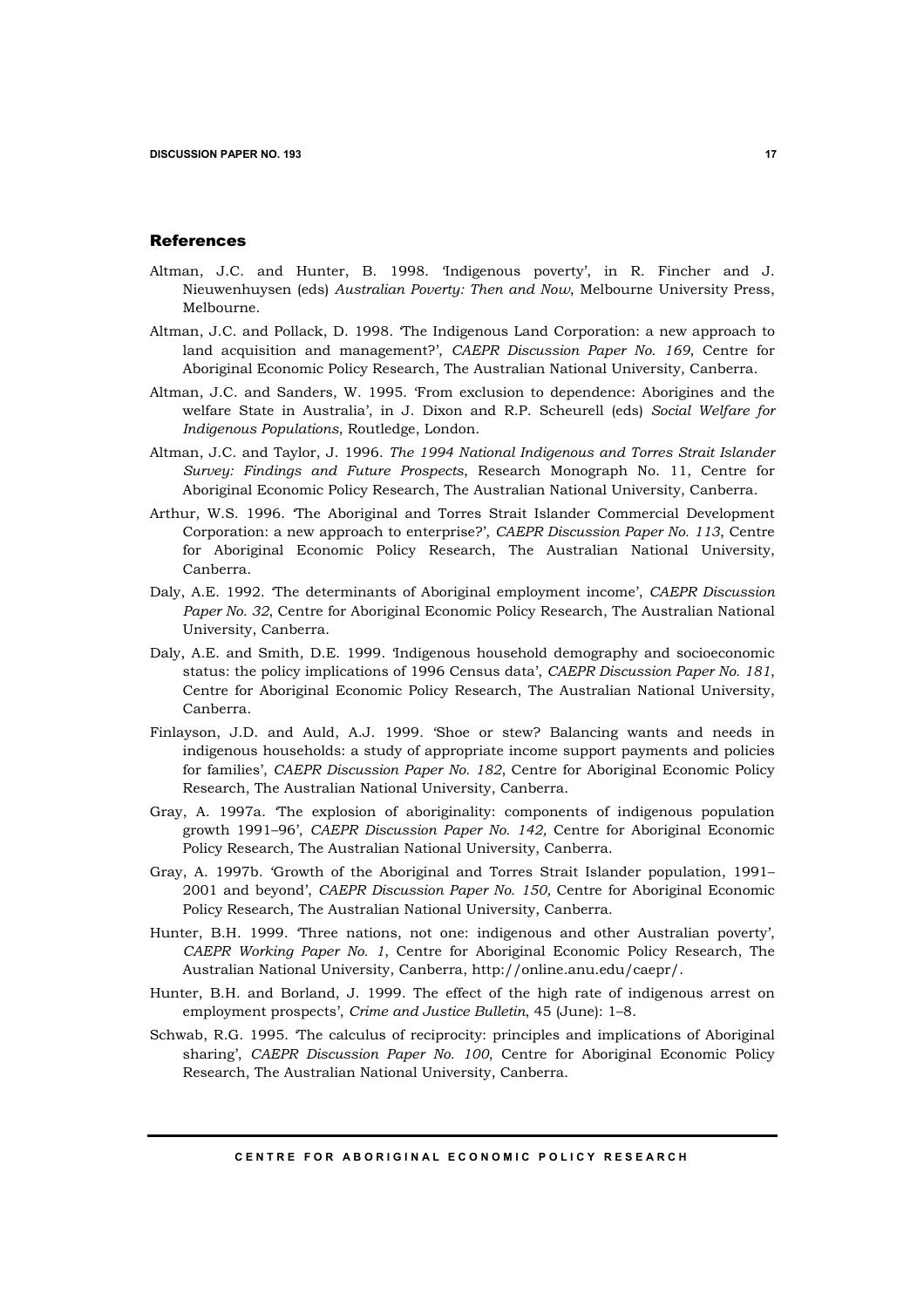## References

Altman, J.C. and Hunter, B. 1998. 'Indigenous poverty', in R. Fincher and J. Nieuwenhuysen (eds) *Australian Poverty: Then and Now*, Melbourne University Press, Melbourne.

Altman, J.C. and Pollack, D. 1998. 'The Indigenous Land Corporation: a new approach to land acquisition and management?', *CAEPR Discussion Paper No. 169*, Centre for Aboriginal Economic Policy Research, The Australian National University, Canberra.

Altman, J.C. and Sanders, W. 1995. 'From exclusion to dependence: Aborigines and the welfare State in Australia', in J. Dixon and R.P. Scheurell (eds) *Social Welfare for Indigenous Populations*, Routledge, London.

Altman, J.C. and Taylor, J. 1996. *The 1994 National Indigenous and Torres Strait Islander Survey: Findings and Future Prospects*, Research Monograph No. 11, Centre for Aboriginal Economic Policy Research, The Australian National University, Canberra.

Arthur, W.S. 1996. 'The Aboriginal and Torres Strait Islander Commercial Development Corporation: a new approach to enterprise?', *CAEPR Discussion Paper No. 113*, Centre for Aboriginal Economic Policy Research, The Australian National University, Canberra.

Daly, A.E. 1992. 'The determinants of Aboriginal employment income', *CAEPR Discussion Paper No. 32*, Centre for Aboriginal Economic Policy Research, The Australian National University, Canberra.

Daly, A.E. and Smith, D.E. 1999. 'Indigenous household demography and socioeconomic status: the policy implications of 1996 Census data', *CAEPR Discussion Paper No. 181*, Centre for Aboriginal Economic Policy Research, The Australian National University, Canberra.

Finlayson, J.D. and Auld, A.J. 1999. 'Shoe or stew? Balancing wants and needs in indigenous households: a study of appropriate income support payments and policies for families', *CAEPR Discussion Paper No. 182*, Centre for Aboriginal Economic Policy Research, The Australian National University, Canberra.

Gray, A. 1997a. 'The explosion of aboriginality: components of indigenous population growth 1991–96', *CAEPR Discussion Paper No. 142,* Centre for Aboriginal Economic Policy Research, The Australian National University, Canberra.

Gray, A. 1997b. 'Growth of the Aboriginal and Torres Strait Islander population, 1991–2001 and beyond', *CAEPR Discussion Paper No. 150,* Centre for Aboriginal Economic Policy Research, The Australian National University, Canberra.

Hunter, B.H. 1999. 'Three nations, not one: indigenous and other Australian poverty', *CAEPR Working Paper No. 1*, Centre for Aboriginal Economic Policy Research, The Australian National University, Canberra, http://online.anu.edu/caepr/.

Hunter, B.H. and Borland, J. 1999. The effect of the high rate of indigenous arrest on employment prospects', *Crime and Justice Bulletin*, 45 (June): 1–8.

Schwab, R.G. 1995. 'The calculus of reciprocity: principles and implications of Aboriginal sharing', *CAEPR Discussion Paper No. 100*, Centre for Aboriginal Economic Policy Research, The Australian National University, Canberra.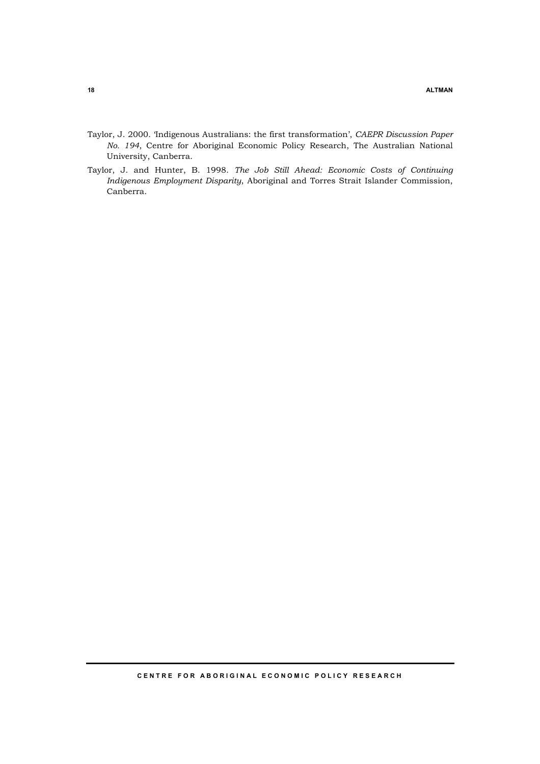Taylor, J. 2000. 'Indigenous Australians: the first transformation', *CAEPR Discussion Paper No. 194*, Centre for Aboriginal Economic Policy Research, The Australian National University, Canberra.

Taylor, J. and Hunter, B. 1998. *The Job Still Ahead: Economic Costs of Continuing Indigenous Employment Disparity*, Aboriginal and Torres Strait Islander Commission, Canberra.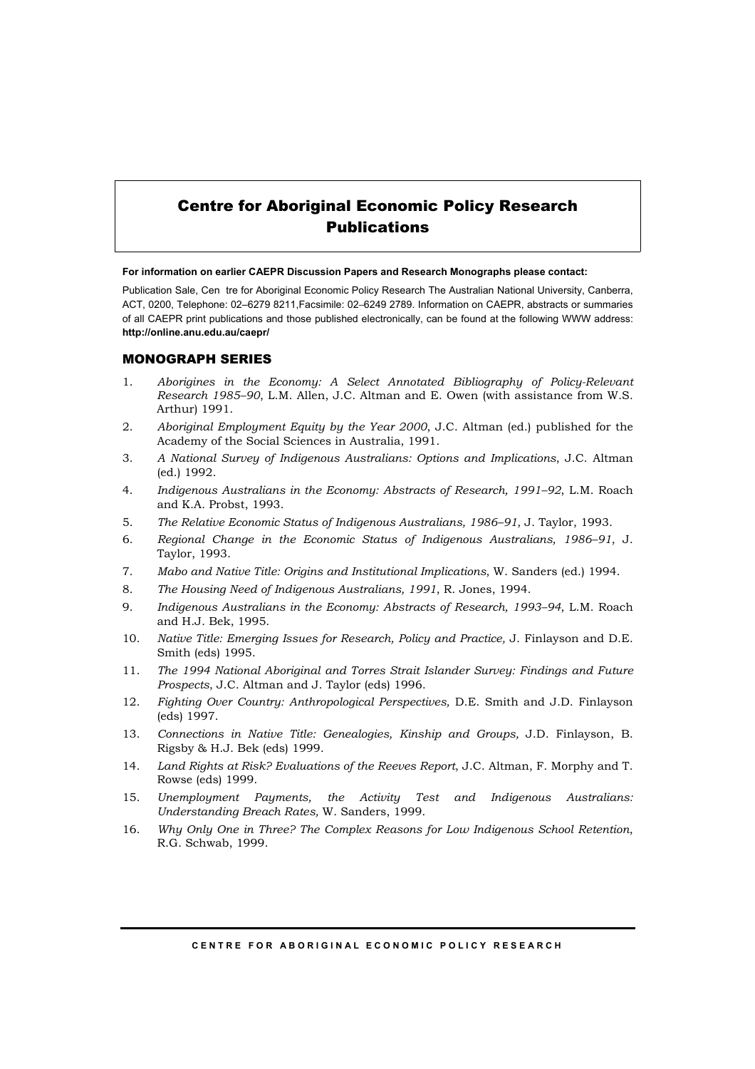# Centre for Aboriginal Economic Policy Research Publications

**For information on earlier CAEPR Discussion Papers and Research Monographs please contact:**

Publication Sale, Cen tre for Aboriginal Economic Policy Research The Australian National University, Canberra, ACT, 0200, Telephone: 02–6279 8211,Facsimile: 02–6249 2789. Information on CAEPR, abstracts or summaries of all CAEPR print publications and those published electronically, can be found at the following WWW address: **http://online.anu.edu.au/caepr/**

## MONOGRAPH SERIES

1. *Aborigines in the Economy: A Select Annotated Bibliography of Policy-Relevant Research 1985–90*, L.M. Allen, J.C. Altman and E. Owen (with assistance from W.S. Arthur) 1991.
2. *Aboriginal Employment Equity by the Year 2000*, J.C. Altman (ed.) published for the Academy of the Social Sciences in Australia, 1991.
3. *A National Survey of Indigenous Australians: Options and Implications*, J.C. Altman (ed.) 1992.
4. *Indigenous Australians in the Economy: Abstracts of Research, 1991–92*, L.M. Roach and K.A. Probst, 1993.
5. *The Relative Economic Status of Indigenous Australians, 1986–91*, J. Taylor, 1993.
6. *Regional Change in the Economic Status of Indigenous Australians, 1986–91*, J. Taylor, 1993.
7. *Mabo and Native Title: Origins and Institutional Implications*, W. Sanders (ed.) 1994.
8. *The Housing Need of Indigenous Australians, 1991*, R. Jones, 1994.
9. *Indigenous Australians in the Economy: Abstracts of Research, 1993–94*, L.M. Roach and H.J. Bek, 1995.
10. *Native Title: Emerging Issues for Research, Policy and Practice,* J. Finlayson and D.E. Smith (eds) 1995.
11. *The 1994 National Aboriginal and Torres Strait Islander Survey: Findings and Future Prospects*, J.C. Altman and J. Taylor (eds) 1996.
12. *Fighting Over Country: Anthropological Perspectives,* D.E. Smith and J.D. Finlayson (eds) 1997.
13. *Connections in Native Title: Genealogies, Kinship and Groups,* J.D. Finlayson, B. Rigsby & H.J. Bek (eds) 1999.
14. *Land Rights at Risk? Evaluations of the Reeves Report*, J.C. Altman, F. Morphy and T. Rowse (eds) 1999.
15. *Unemployment Payments, the Activity Test and Indigenous Australians: Understanding Breach Rates,* W. Sanders, 1999.
16. *Why Only One in Three? The Complex Reasons for Low Indigenous School Retention*, R.G. Schwab, 1999.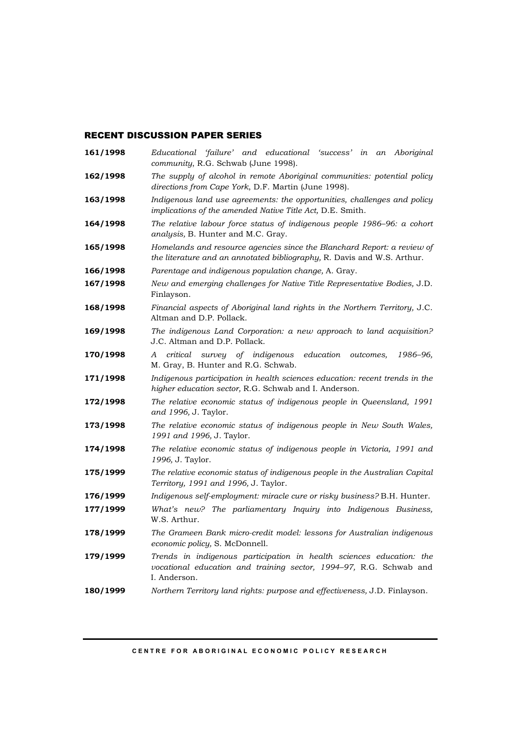## RECENT DISCUSSION PAPER SERIES

**161/1998** *Educational 'failure' and educational 'success' in an Aboriginal community*, R.G. Schwab (June 1998).

**162/1998** *The supply of alcohol in remote Aboriginal communities: potential policy directions from Cape York*, D.F. Martin (June 1998).

**163/1998** *Indigenous land use agreements: the opportunities, challenges and policy implications of the amended Native Title Act*, D.E. Smith.

**164/1998** *The relative labour force status of indigenous people 1986–96: a cohort analysis,* B. Hunter and M.C. Gray.

**165/1998** *Homelands and resource agencies since the Blanchard Report: a review of the literature and an annotated bibliography,* R. Davis and W.S. Arthur.

**166/1998** *Parentage and indigenous population change,* A. Gray.

**167/1998** *New and emerging challenges for Native Title Representative Bodies,* J.D. Finlayson.

**168/1998** *Financial aspects of Aboriginal land rights in the Northern Territory,* J.C. Altman and D.P. Pollack.

**169/1998** *The indigenous Land Corporation: a new approach to land acquisition?* J.C. Altman and D.P. Pollack.

**170/1998** *A critical survey of indigenous education outcomes, 1986–96,* M. Gray, B. Hunter and R.G. Schwab.

**171/1998** *Indigenous participation in health sciences education: recent trends in the higher education sector,* R.G. Schwab and I. Anderson.

**172/1998** *The relative economic status of indigenous people in Queensland, 1991 and 1996,* J. Taylor.

**173/1998** *The relative economic status of indigenous people in New South Wales, 1991 and 1996,* J. Taylor.

**174/1998** *The relative economic status of indigenous people in Victoria, 1991 and 1996,* J. Taylor.

**175/1999** *The relative economic status of indigenous people in the Australian Capital Territory, 1991 and 1996,* J. Taylor.

**176/1999** *Indigenous self-employment: miracle cure or risky business?* B.H. Hunter.

**177/1999** *What's new? The parliamentary Inquiry into Indigenous Business,* W.S. Arthur.

**178/1999** *The Grameen Bank micro-credit model: lessons for Australian indigenous economic policy,* S. McDonnell.

**179/1999** *Trends in indigenous participation in health sciences education: the vocational education and training sector, 1994–97,* R.G. Schwab and I. Anderson.

**180/1999** *Northern Territory land rights: purpose and effectiveness,* J.D. Finlayson.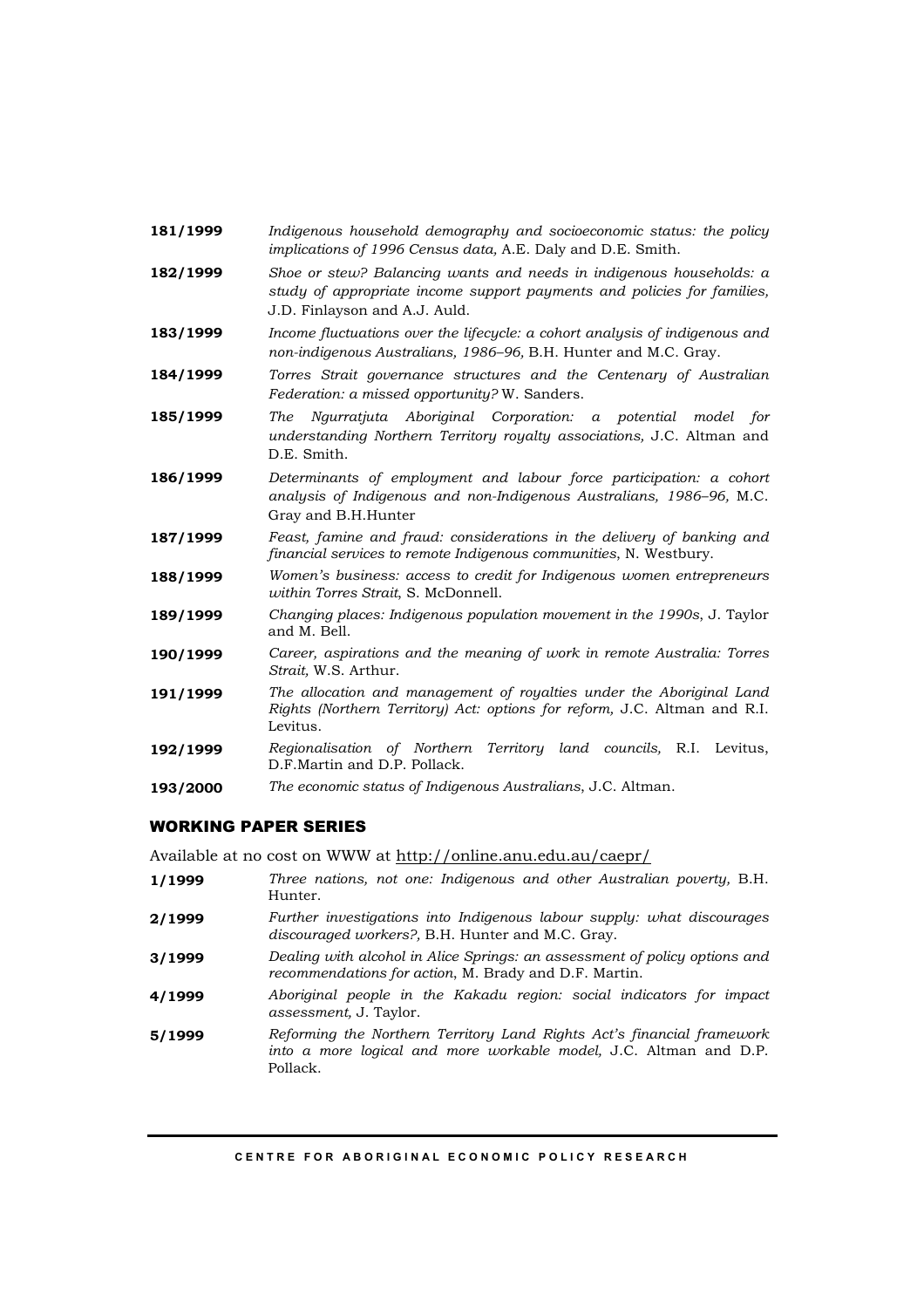**181/1999** *Indigenous household demography and socioeconomic status: the policy implications of 1996 Census data,* A.E. Daly and D.E. Smith.

**182/1999** *Shoe or stew? Balancing wants and needs in indigenous households: a study of appropriate income support payments and policies for families,* J.D. Finlayson and A.J. Auld.

**183/1999** *Income fluctuations over the lifecycle: a cohort analysis of indigenous and non-indigenous Australians, 1986–96,* B.H. Hunter and M.C. Gray.

**184/1999** *Torres Strait governance structures and the Centenary of Australian Federation: a missed opportunity?* W. Sanders.

**185/1999** *The Ngurratjuta Aboriginal Corporation: a potential model for understanding Northern Territory royalty associations,* J.C. Altman and D.E. Smith.

**186/1999** *Determinants of employment and labour force participation: a cohort analysis of Indigenous and non-Indigenous Australians, 1986–96,* M.C. Gray and B.H.Hunter

**187/1999** *Feast, famine and fraud: considerations in the delivery of banking and financial services to remote Indigenous communities*, N. Westbury.

**188/1999** *Women's business: access to credit for Indigenous women entrepreneurs within Torres Strait*, S. McDonnell.

**189/1999** *Changing places: Indigenous population movement in the 1990s*, J. Taylor and M. Bell.

**190/1999** *Career, aspirations and the meaning of work in remote Australia: Torres Strait,* W.S. Arthur.

**191/1999** *The allocation and management of royalties under the Aboriginal Land Rights (Northern Territory) Act: options for reform,* J.C. Altman and R.I. Levitus.

**192/1999** *Regionalisation of Northern Territory land councils,* R.I. Levitus, D.F.Martin and D.P. Pollack.

**193/2000** *The economic status of Indigenous Australians,* J.C. Altman.

## WORKING PAPER SERIES

Available at no cost on WWW at http://online.anu.edu.au/caepr/

**1/1999** *Three nations, not one: Indigenous and other Australian poverty,* B.H. Hunter.

**2/1999** *Further investigations into Indigenous labour supply: what discourages discouraged workers?,* B.H. Hunter and M.C. Gray.

**3/1999** *Dealing with alcohol in Alice Springs: an assessment of policy options and recommendations for action*, M. Brady and D.F. Martin.

**4/1999** *Aboriginal people in the Kakadu region: social indicators for impact assessment,* J. Taylor.

**5/1999** *Reforming the Northern Territory Land Rights Act's financial framework into a more logical and more workable model,* J.C. Altman and D.P. Pollack.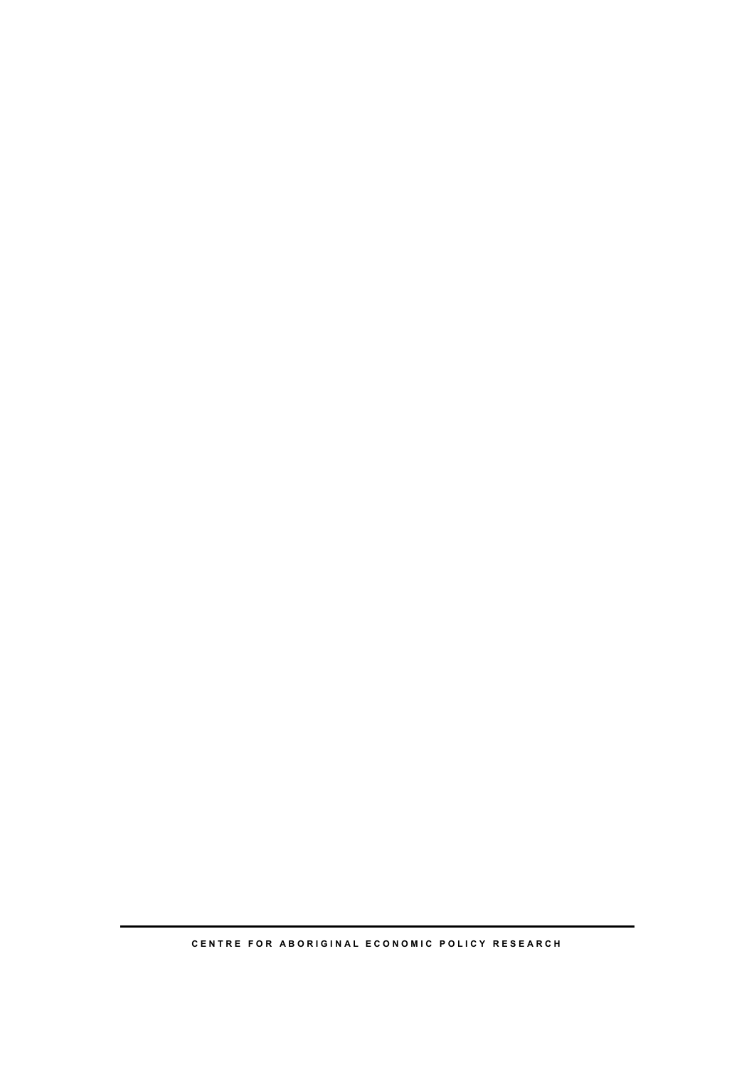CENTRE FOR ABORIGINAL ECONOMIC POLICY RESEARCH